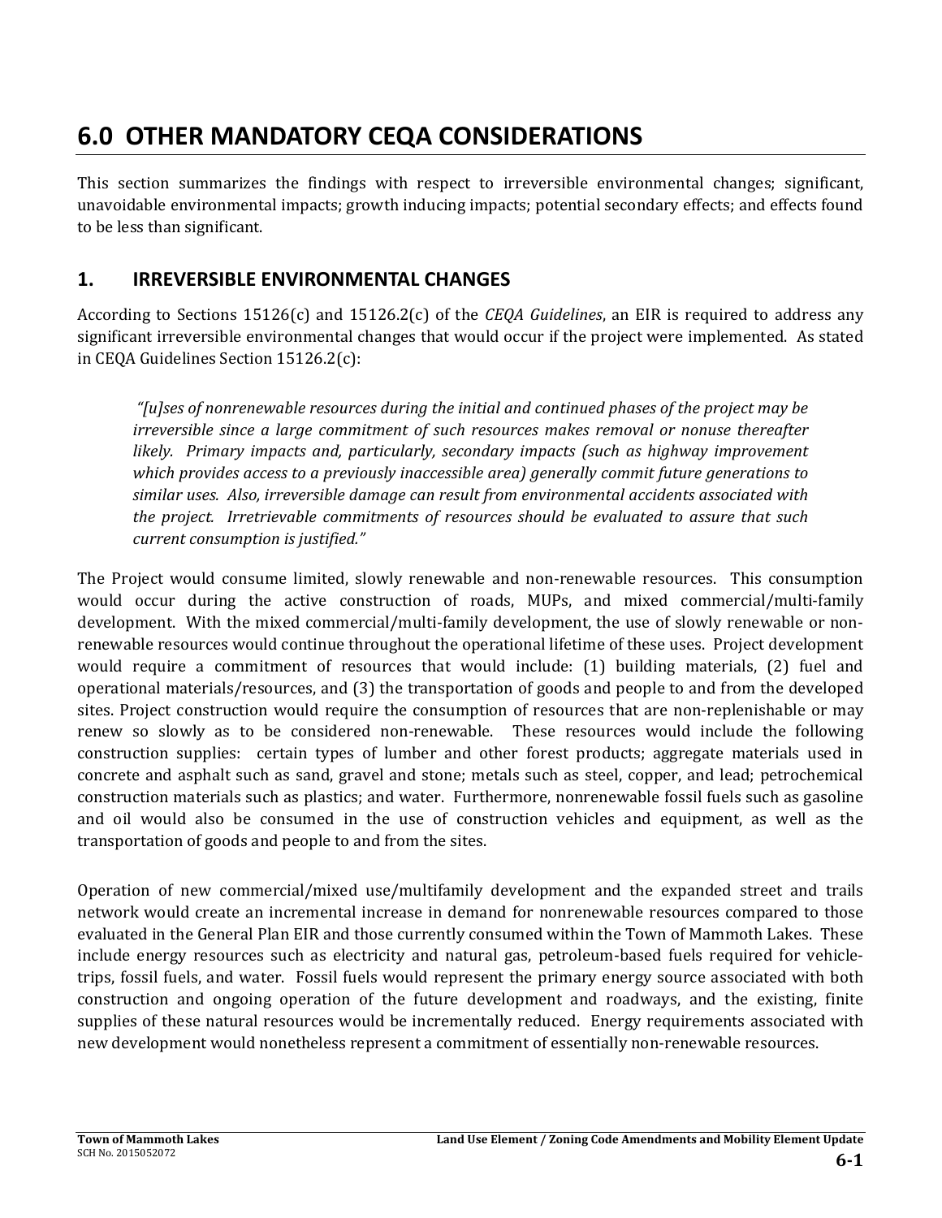# 6.0 OTHER MANDATORY CEQA CONSIDERATIONS

This section summarizes the findings with respect to irreversible environmental changes; significant, unavoidable environmental impacts; growth inducing impacts; potential secondary effects; and effects found to be less than significant.

## 1. IRREVERSIBLE ENVIRONMENTAL CHANGES

According to Sections 15126(c) and 15126.2(c) of the *CEQA Guidelines*, an EIR is required to address any significant irreversible environmental changes that would occur if the project were implemented. As stated in CEQA Guidelines Section 15126.2(c):

> *"[u]ses of nonrenewable resources during the initial and continued phases of the project may be irreversible since a large commitment of such resources makes removal or nonuse thereafter likely. Primary impacts and, particularly, secondary impacts (such as highway improvement which provides access to a previously inaccessible area) generally commit future generations to similar uses. Also, irreversible damage can result from environmental accidents associated with the project. Irretrievable commitments of resources should be evaluated to assure that such current consumption is justified."*

The Project would consume limited, slowly renewable and non-renewable resources. This consumption would occur during the active construction of roads, MUPs, and mixed commercial/multi-family development. With the mixed commercial/multi-family development, the use of slowly renewable or non-renewable resources would continue throughout the operational lifetime of these uses. Project development would require a commitment of resources that would include: (1) building materials, (2) fuel and operational materials/resources, and (3) the transportation of goods and people to and from the developed sites. Project construction would require the consumption of resources that are non-replenishable or may renew so slowly as to be considered non-renewable. These resources would include the following construction supplies: certain types of lumber and other forest products; aggregate materials used in concrete and asphalt such as sand, gravel and stone; metals such as steel, copper, and lead; petrochemical construction materials such as plastics; and water. Furthermore, nonrenewable fossil fuels such as gasoline and oil would also be consumed in the use of construction vehicles and equipment, as well as the transportation of goods and people to and from the sites.

Operation of new commercial/mixed use/multifamily development and the expanded street and trails network would create an incremental increase in demand for nonrenewable resources compared to those evaluated in the General Plan EIR and those currently consumed within the Town of Mammoth Lakes. These include energy resources such as electricity and natural gas, petroleum-based fuels required for vehicle-trips, fossil fuels, and water. Fossil fuels would represent the primary energy source associated with both construction and ongoing operation of the future development and roadways, and the existing, finite supplies of these natural resources would be incrementally reduced. Energy requirements associated with new development would nonetheless represent a commitment of essentially non-renewable resources.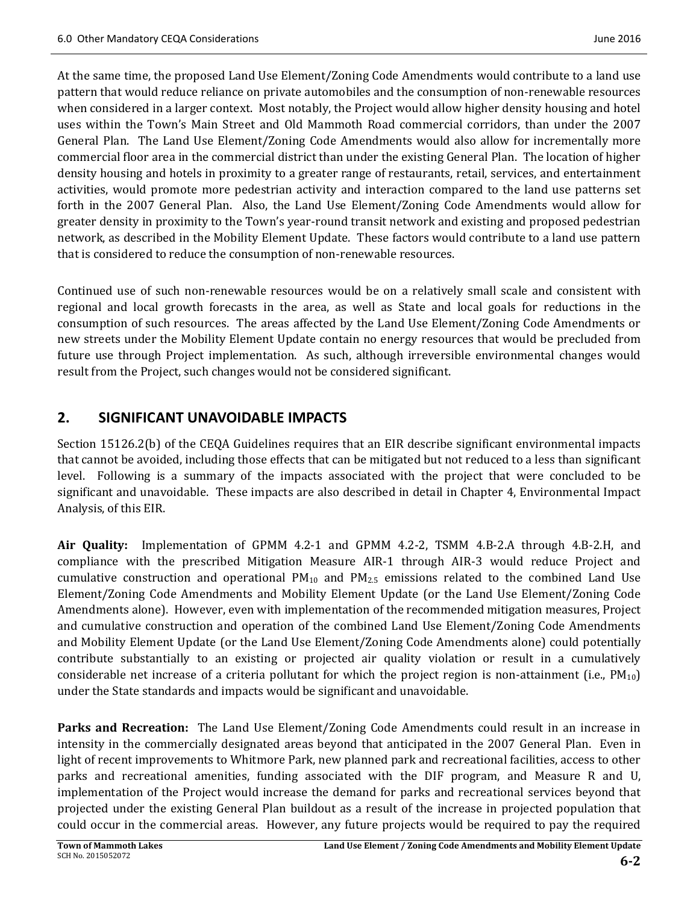At the same time, the proposed Land Use Element/Zoning Code Amendments would contribute to a land use pattern that would reduce reliance on private automobiles and the consumption of non-renewable resources when considered in a larger context. Most notably, the Project would allow higher density housing and hotel uses within the Town's Main Street and Old Mammoth Road commercial corridors, than under the 2007 General Plan. The Land Use Element/Zoning Code Amendments would also allow for incrementally more commercial floor area in the commercial district than under the existing General Plan. The location of higher density housing and hotels in proximity to a greater range of restaurants, retail, services, and entertainment activities, would promote more pedestrian activity and interaction compared to the land use patterns set forth in the 2007 General Plan. Also, the Land Use Element/Zoning Code Amendments would allow for greater density in proximity to the Town's year-round transit network and existing and proposed pedestrian network, as described in the Mobility Element Update. These factors would contribute to a land use pattern that is considered to reduce the consumption of non-renewable resources.

Continued use of such non-renewable resources would be on a relatively small scale and consistent with regional and local growth forecasts in the area, as well as State and local goals for reductions in the consumption of such resources. The areas affected by the Land Use Element/Zoning Code Amendments or new streets under the Mobility Element Update contain no energy resources that would be precluded from future use through Project implementation. As such, although irreversible environmental changes would result from the Project, such changes would not be considered significant.

## 2. SIGNIFICANT UNAVOIDABLE IMPACTS

Section 15126.2(b) of the CEQA Guidelines requires that an EIR describe significant environmental impacts that cannot be avoided, including those effects that can be mitigated but not reduced to a less than significant level. Following is a summary of the impacts associated with the project that were concluded to be significant and unavoidable. These impacts are also described in detail in Chapter 4, Environmental Impact Analysis, of this EIR.

**Air Quality:** Implementation of GPMM 4.2-1 and GPMM 4.2-2, TSMM 4.B-2.A through 4.B-2.H, and compliance with the prescribed Mitigation Measure AIR-1 through AIR-3 would reduce Project and cumulative construction and operational $PM_{10}$ and $PM_{2.5}$ emissions related to the combined Land Use Element/Zoning Code Amendments and Mobility Element Update (or the Land Use Element/Zoning Code Amendments alone). However, even with implementation of the recommended mitigation measures, Project and cumulative construction and operation of the combined Land Use Element/Zoning Code Amendments and Mobility Element Update (or the Land Use Element/Zoning Code Amendments alone) could potentially contribute substantially to an existing or projected air quality violation or result in a cumulatively considerable net increase of a criteria pollutant for which the project region is non-attainment (i.e., $PM_{10}$) under the State standards and impacts would be significant and unavoidable.

**Parks and Recreation:** The Land Use Element/Zoning Code Amendments could result in an increase in intensity in the commercially designated areas beyond that anticipated in the 2007 General Plan. Even in light of recent improvements to Whitmore Park, new planned park and recreational facilities, access to other parks and recreational amenities, funding associated with the DIF program, and Measure R and U, implementation of the Project would increase the demand for parks and recreational services beyond that projected under the existing General Plan buildout as a result of the increase in projected population that could occur in the commercial areas. However, any future projects would be required to pay the required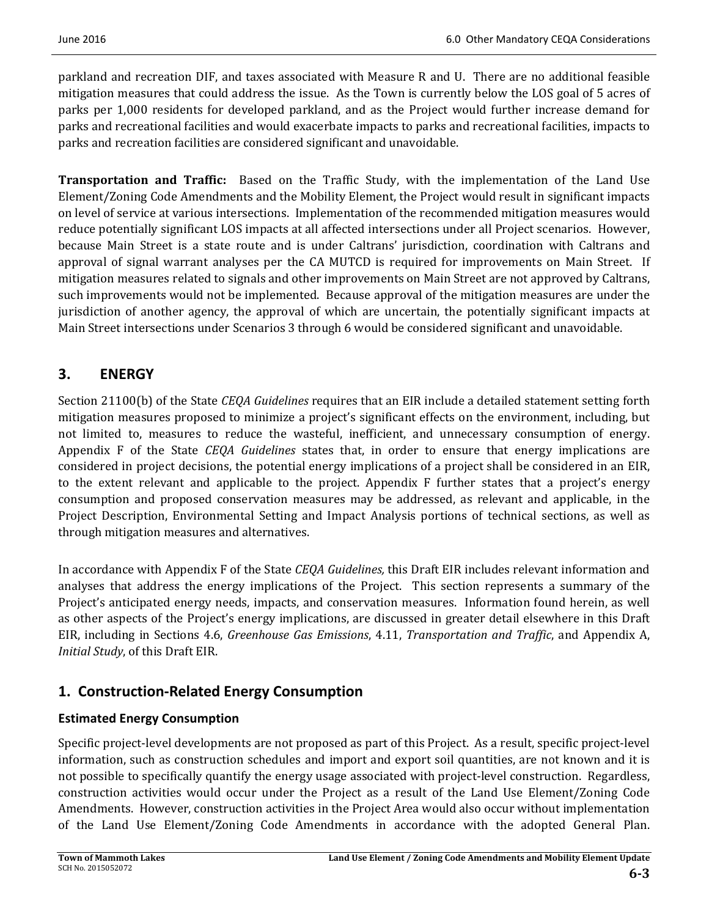parkland and recreation DIF, and taxes associated with Measure R and U. There are no additional feasible mitigation measures that could address the issue. As the Town is currently below the LOS goal of 5 acres of parks per 1,000 residents for developed parkland, and as the Project would further increase demand for parks and recreational facilities and would exacerbate impacts to parks and recreational facilities, impacts to parks and recreation facilities are considered significant and unavoidable.

**Transportation and Traffic:** Based on the Traffic Study, with the implementation of the Land Use Element/Zoning Code Amendments and the Mobility Element, the Project would result in significant impacts on level of service at various intersections. Implementation of the recommended mitigation measures would reduce potentially significant LOS impacts at all affected intersections under all Project scenarios. However, because Main Street is a state route and is under Caltrans' jurisdiction, coordination with Caltrans and approval of signal warrant analyses per the CA MUTCD is required for improvements on Main Street. If mitigation measures related to signals and other improvements on Main Street are not approved by Caltrans, such improvements would not be implemented. Because approval of the mitigation measures are under the jurisdiction of another agency, the approval of which are uncertain, the potentially significant impacts at Main Street intersections under Scenarios 3 through 6 would be considered significant and unavoidable.

## 3. ENERGY

Section 21100(b) of the State *CEQA Guidelines* requires that an EIR include a detailed statement setting forth mitigation measures proposed to minimize a project's significant effects on the environment, including, but not limited to, measures to reduce the wasteful, inefficient, and unnecessary consumption of energy. Appendix F of the State *CEQA Guidelines* states that, in order to ensure that energy implications are considered in project decisions, the potential energy implications of a project shall be considered in an EIR, to the extent relevant and applicable to the project. Appendix F further states that a project's energy consumption and proposed conservation measures may be addressed, as relevant and applicable, in the Project Description, Environmental Setting and Impact Analysis portions of technical sections, as well as through mitigation measures and alternatives.

In accordance with Appendix F of the State *CEQA Guidelines,* this Draft EIR includes relevant information and analyses that address the energy implications of the Project. This section represents a summary of the Project's anticipated energy needs, impacts, and conservation measures. Information found herein, as well as other aspects of the Project's energy implications, are discussed in greater detail elsewhere in this Draft EIR, including in Sections 4.6, *Greenhouse Gas Emissions*, 4.11, *Transportation and Traffic*, and Appendix A, *Initial Study*, of this Draft EIR.

## 1. Construction-Related Energy Consumption

### Estimated Energy Consumption

Specific project-level developments are not proposed as part of this Project. As a result, specific project-level information, such as construction schedules and import and export soil quantities, are not known and it is not possible to specifically quantify the energy usage associated with project-level construction. Regardless, construction activities would occur under the Project as a result of the Land Use Element/Zoning Code Amendments. However, construction activities in the Project Area would also occur without implementation of the Land Use Element/Zoning Code Amendments in accordance with the adopted General Plan.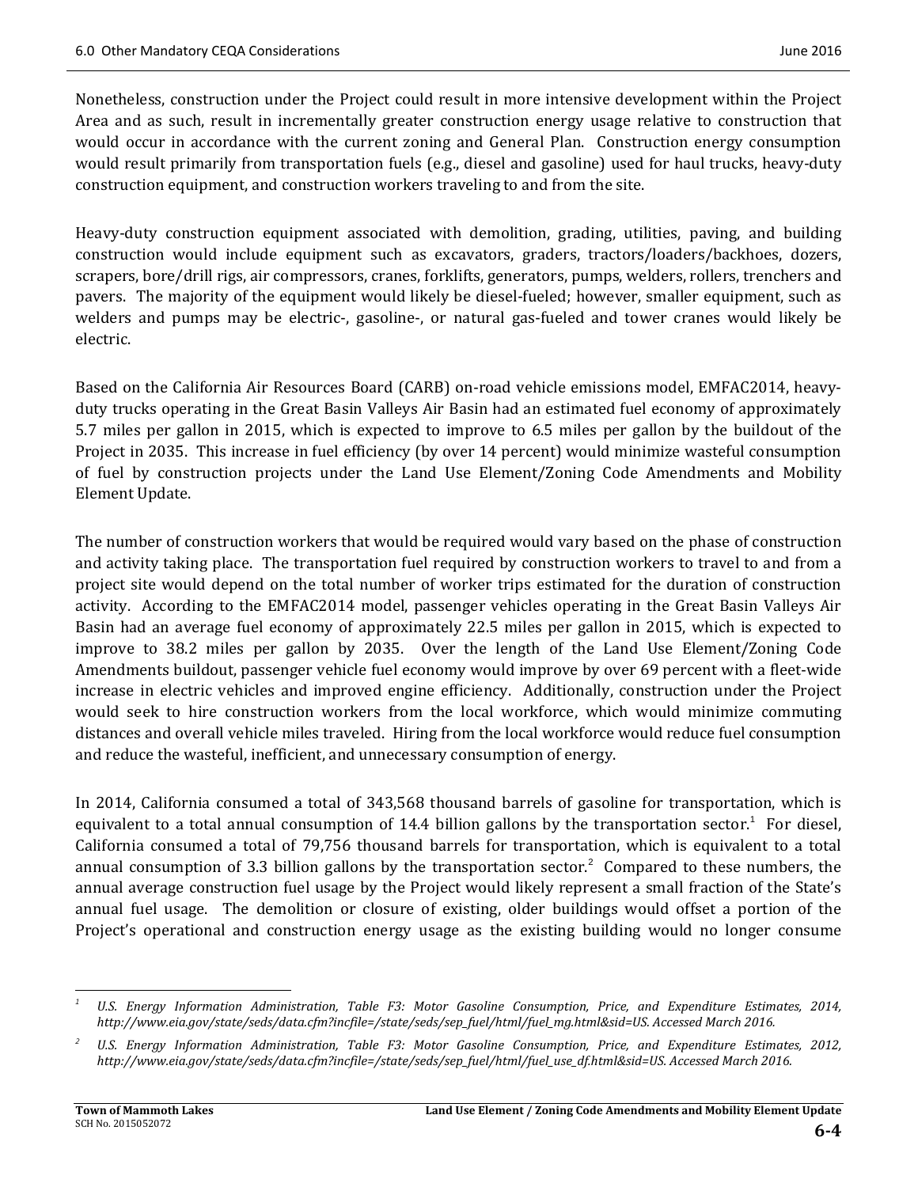Nonetheless, construction under the Project could result in more intensive development within the Project Area and as such, result in incrementally greater construction energy usage relative to construction that would occur in accordance with the current zoning and General Plan. Construction energy consumption would result primarily from transportation fuels (e.g., diesel and gasoline) used for haul trucks, heavy-duty construction equipment, and construction workers traveling to and from the site.

Heavy-duty construction equipment associated with demolition, grading, utilities, paving, and building construction would include equipment such as excavators, graders, tractors/loaders/backhoes, dozers, scrapers, bore/drill rigs, air compressors, cranes, forklifts, generators, pumps, welders, rollers, trenchers and pavers. The majority of the equipment would likely be diesel-fueled; however, smaller equipment, such as welders and pumps may be electric-, gasoline-, or natural gas-fueled and tower cranes would likely be electric.

Based on the California Air Resources Board (CARB) on-road vehicle emissions model, EMFAC2014, heavy-duty trucks operating in the Great Basin Valleys Air Basin had an estimated fuel economy of approximately 5.7 miles per gallon in 2015, which is expected to improve to 6.5 miles per gallon by the buildout of the Project in 2035. This increase in fuel efficiency (by over 14 percent) would minimize wasteful consumption of fuel by construction projects under the Land Use Element/Zoning Code Amendments and Mobility Element Update.

The number of construction workers that would be required would vary based on the phase of construction and activity taking place. The transportation fuel required by construction workers to travel to and from a project site would depend on the total number of worker trips estimated for the duration of construction activity. According to the EMFAC2014 model, passenger vehicles operating in the Great Basin Valleys Air Basin had an average fuel economy of approximately 22.5 miles per gallon in 2015, which is expected to improve to 38.2 miles per gallon by 2035. Over the length of the Land Use Element/Zoning Code Amendments buildout, passenger vehicle fuel economy would improve by over 69 percent with a fleet-wide increase in electric vehicles and improved engine efficiency. Additionally, construction under the Project would seek to hire construction workers from the local workforce, which would minimize commuting distances and overall vehicle miles traveled. Hiring from the local workforce would reduce fuel consumption and reduce the wasteful, inefficient, and unnecessary consumption of energy.

In 2014, California consumed a total of 343,568 thousand barrels of gasoline for transportation, which is equivalent to a total annual consumption of 14.4 billion gallons by the transportation sector.[1] For diesel, California consumed a total of 79,756 thousand barrels for transportation, which is equivalent to a total annual consumption of 3.3 billion gallons by the transportation sector.[2] Compared to these numbers, the annual average construction fuel usage by the Project would likely represent a small fraction of the State's annual fuel usage. The demolition or closure of existing, older buildings would offset a portion of the Project's operational and construction energy usage as the existing building would no longer consume

---

[1] *U.S. Energy Information Administration, Table F3: Motor Gasoline Consumption, Price, and Expenditure Estimates, 2014, http://www.eia.gov/state/seds/data.cfm?incfile=/state/seds/sep_fuel/html/fuel_mg.html&sid=US. Accessed March 2016.*

[2] *U.S. Energy Information Administration, Table F3: Motor Gasoline Consumption, Price, and Expenditure Estimates, 2012, http://www.eia.gov/state/seds/data.cfm?incfile=/state/seds/sep_fuel/html/fuel_use_df.html&sid=US. Accessed March 2016.*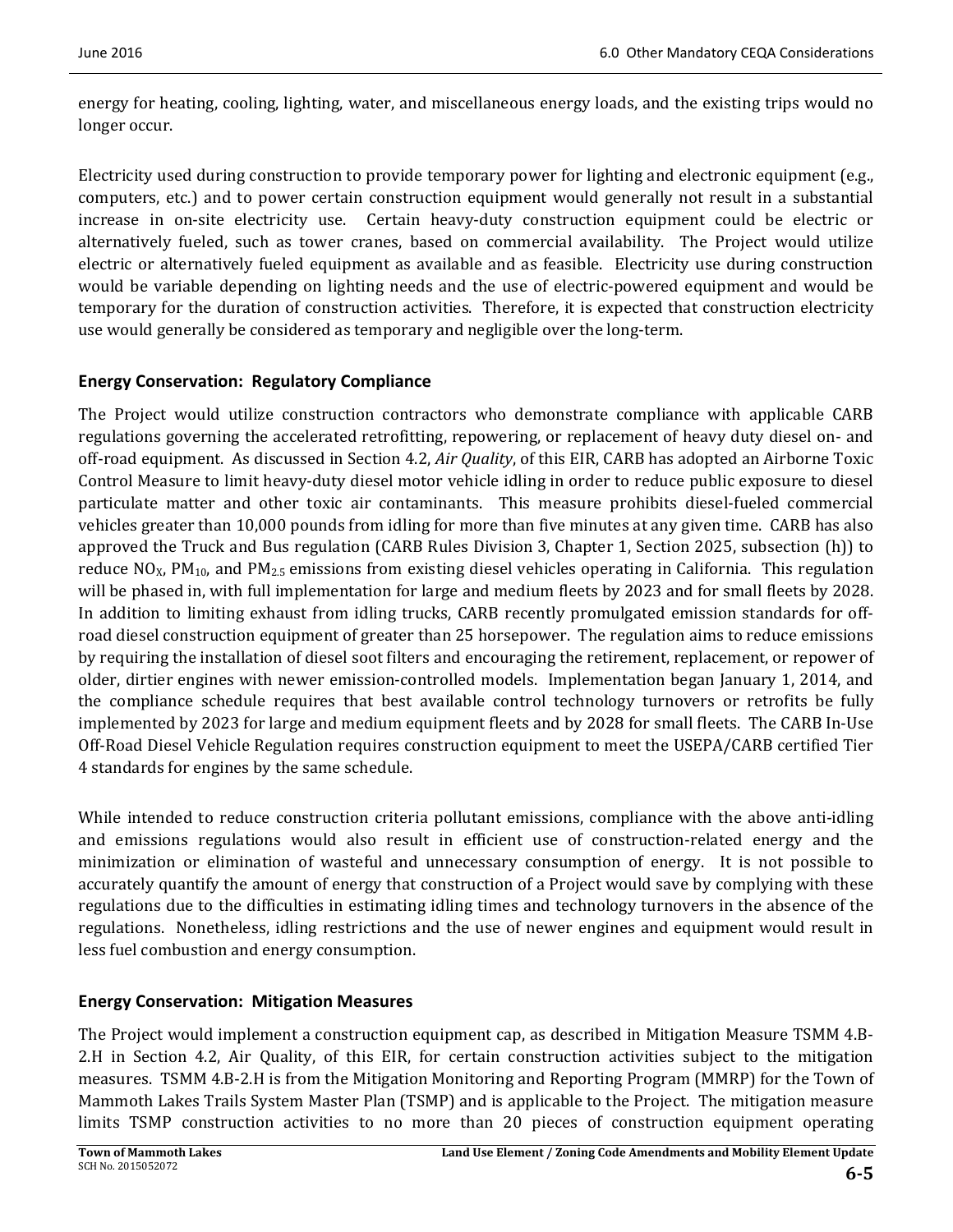energy for heating, cooling, lighting, water, and miscellaneous energy loads, and the existing trips would no longer occur.

Electricity used during construction to provide temporary power for lighting and electronic equipment (e.g., computers, etc.) and to power certain construction equipment would generally not result in a substantial increase in on-site electricity use. Certain heavy-duty construction equipment could be electric or alternatively fueled, such as tower cranes, based on commercial availability. The Project would utilize electric or alternatively fueled equipment as available and as feasible. Electricity use during construction would be variable depending on lighting needs and the use of electric-powered equipment and would be temporary for the duration of construction activities. Therefore, it is expected that construction electricity use would generally be considered as temporary and negligible over the long-term.

## Energy Conservation: Regulatory Compliance

The Project would utilize construction contractors who demonstrate compliance with applicable CARB regulations governing the accelerated retrofitting, repowering, or replacement of heavy duty diesel on- and off-road equipment. As discussed in Section 4.2, *Air Quality*, of this EIR, CARB has adopted an Airborne Toxic Control Measure to limit heavy-duty diesel motor vehicle idling in order to reduce public exposure to diesel particulate matter and other toxic air contaminants. This measure prohibits diesel-fueled commercial vehicles greater than 10,000 pounds from idling for more than five minutes at any given time. CARB has also approved the Truck and Bus regulation (CARB Rules Division 3, Chapter 1, Section 2025, subsection (h)) to reduce $NO_X$, $PM_{10}$, and $PM_{2.5}$ emissions from existing diesel vehicles operating in California. This regulation will be phased in, with full implementation for large and medium fleets by 2023 and for small fleets by 2028. In addition to limiting exhaust from idling trucks, CARB recently promulgated emission standards for off-road diesel construction equipment of greater than 25 horsepower. The regulation aims to reduce emissions by requiring the installation of diesel soot filters and encouraging the retirement, replacement, or repower of older, dirtier engines with newer emission-controlled models. Implementation began January 1, 2014, and the compliance schedule requires that best available control technology turnovers or retrofits be fully implemented by 2023 for large and medium equipment fleets and by 2028 for small fleets. The CARB In-Use Off-Road Diesel Vehicle Regulation requires construction equipment to meet the USEPA/CARB certified Tier 4 standards for engines by the same schedule.

While intended to reduce construction criteria pollutant emissions, compliance with the above anti-idling and emissions regulations would also result in efficient use of construction-related energy and the minimization or elimination of wasteful and unnecessary consumption of energy. It is not possible to accurately quantify the amount of energy that construction of a Project would save by complying with these regulations due to the difficulties in estimating idling times and technology turnovers in the absence of the regulations. Nonetheless, idling restrictions and the use of newer engines and equipment would result in less fuel combustion and energy consumption.

## Energy Conservation: Mitigation Measures

The Project would implement a construction equipment cap, as described in Mitigation Measure TSMM 4.B-2.H in Section 4.2, Air Quality, of this EIR, for certain construction activities subject to the mitigation measures. TSMM 4.B-2.H is from the Mitigation Monitoring and Reporting Program (MMRP) for the Town of Mammoth Lakes Trails System Master Plan (TSMP) and is applicable to the Project. The mitigation measure limits TSMP construction activities to no more than 20 pieces of construction equipment operating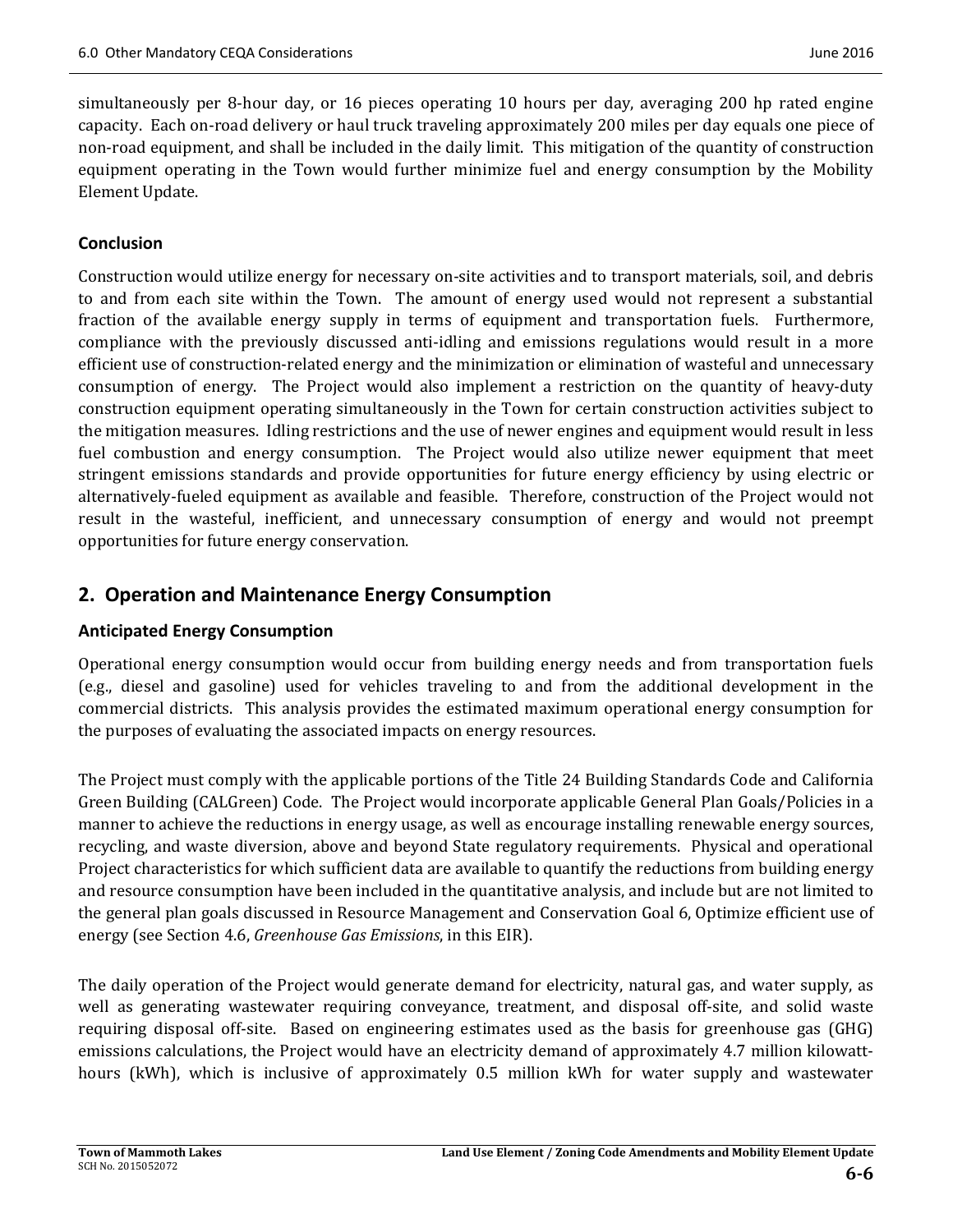simultaneously per 8-hour day, or 16 pieces operating 10 hours per day, averaging 200 hp rated engine capacity. Each on-road delivery or haul truck traveling approximately 200 miles per day equals one piece of non-road equipment, and shall be included in the daily limit. This mitigation of the quantity of construction equipment operating in the Town would further minimize fuel and energy consumption by the Mobility Element Update.

### Conclusion

Construction would utilize energy for necessary on-site activities and to transport materials, soil, and debris to and from each site within the Town. The amount of energy used would not represent a substantial fraction of the available energy supply in terms of equipment and transportation fuels. Furthermore, compliance with the previously discussed anti-idling and emissions regulations would result in a more efficient use of construction-related energy and the minimization or elimination of wasteful and unnecessary consumption of energy. The Project would also implement a restriction on the quantity of heavy-duty construction equipment operating simultaneously in the Town for certain construction activities subject to the mitigation measures. Idling restrictions and the use of newer engines and equipment would result in less fuel combustion and energy consumption. The Project would also utilize newer equipment that meet stringent emissions standards and provide opportunities for future energy efficiency by using electric or alternatively-fueled equipment as available and feasible. Therefore, construction of the Project would not result in the wasteful, inefficient, and unnecessary consumption of energy and would not preempt opportunities for future energy conservation.

## 2. Operation and Maintenance Energy Consumption

### Anticipated Energy Consumption

Operational energy consumption would occur from building energy needs and from transportation fuels (e.g., diesel and gasoline) used for vehicles traveling to and from the additional development in the commercial districts. This analysis provides the estimated maximum operational energy consumption for the purposes of evaluating the associated impacts on energy resources.

The Project must comply with the applicable portions of the Title 24 Building Standards Code and California Green Building (CALGreen) Code. The Project would incorporate applicable General Plan Goals/Policies in a manner to achieve the reductions in energy usage, as well as encourage installing renewable energy sources, recycling, and waste diversion, above and beyond State regulatory requirements. Physical and operational Project characteristics for which sufficient data are available to quantify the reductions from building energy and resource consumption have been included in the quantitative analysis, and include but are not limited to the general plan goals discussed in Resource Management and Conservation Goal 6, Optimize efficient use of energy (see Section 4.6, *Greenhouse Gas Emissions*, in this EIR).

The daily operation of the Project would generate demand for electricity, natural gas, and water supply, as well as generating wastewater requiring conveyance, treatment, and disposal off-site, and solid waste requiring disposal off-site. Based on engineering estimates used as the basis for greenhouse gas (GHG) emissions calculations, the Project would have an electricity demand of approximately 4.7 million kilowatt-hours (kWh), which is inclusive of approximately 0.5 million kWh for water supply and wastewater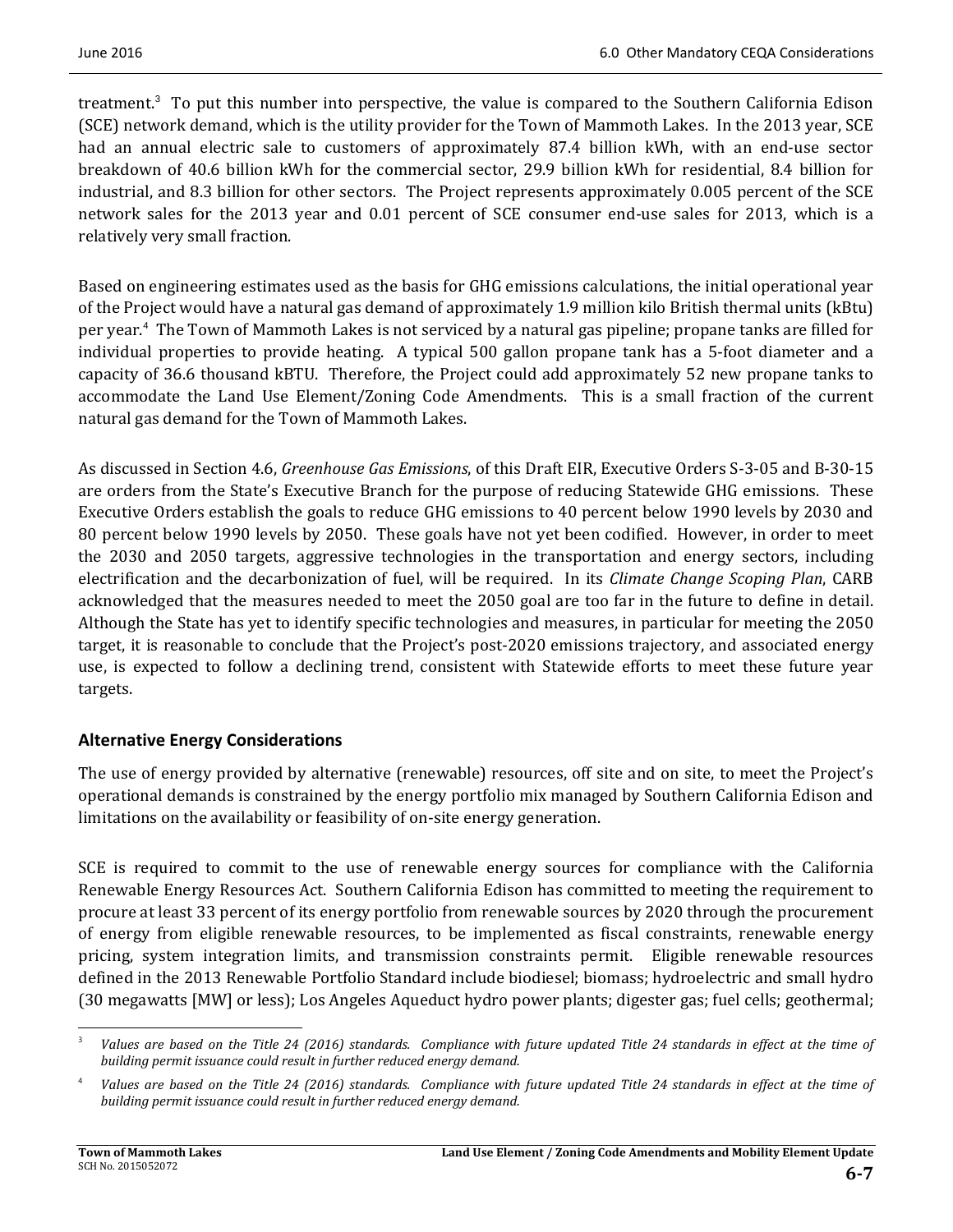treatment.[3] To put this number into perspective, the value is compared to the Southern California Edison (SCE) network demand, which is the utility provider for the Town of Mammoth Lakes. In the 2013 year, SCE had an annual electric sale to customers of approximately 87.4 billion kWh, with an end-use sector breakdown of 40.6 billion kWh for the commercial sector, 29.9 billion kWh for residential, 8.4 billion for industrial, and 8.3 billion for other sectors. The Project represents approximately 0.005 percent of the SCE network sales for the 2013 year and 0.01 percent of SCE consumer end-use sales for 2013, which is a relatively very small fraction.

Based on engineering estimates used as the basis for GHG emissions calculations, the initial operational year of the Project would have a natural gas demand of approximately 1.9 million kilo British thermal units (kBtu) per year.[4] The Town of Mammoth Lakes is not serviced by a natural gas pipeline; propane tanks are filled for individual properties to provide heating. A typical 500 gallon propane tank has a 5-foot diameter and a capacity of 36.6 thousand kBTU. Therefore, the Project could add approximately 52 new propane tanks to accommodate the Land Use Element/Zoning Code Amendments. This is a small fraction of the current natural gas demand for the Town of Mammoth Lakes.

As discussed in Section 4.6, *Greenhouse Gas Emissions*, of this Draft EIR, Executive Orders S-3-05 and B-30-15 are orders from the State's Executive Branch for the purpose of reducing Statewide GHG emissions. These Executive Orders establish the goals to reduce GHG emissions to 40 percent below 1990 levels by 2030 and 80 percent below 1990 levels by 2050. These goals have not yet been codified. However, in order to meet the 2030 and 2050 targets, aggressive technologies in the transportation and energy sectors, including electrification and the decarbonization of fuel, will be required. In its *Climate Change Scoping Plan*, CARB acknowledged that the measures needed to meet the 2050 goal are too far in the future to define in detail. Although the State has yet to identify specific technologies and measures, in particular for meeting the 2050 target, it is reasonable to conclude that the Project's post-2020 emissions trajectory, and associated energy use, is expected to follow a declining trend, consistent with Statewide efforts to meet these future year targets.

## Alternative Energy Considerations

The use of energy provided by alternative (renewable) resources, off site and on site, to meet the Project's operational demands is constrained by the energy portfolio mix managed by Southern California Edison and limitations on the availability or feasibility of on-site energy generation.

SCE is required to commit to the use of renewable energy sources for compliance with the California Renewable Energy Resources Act. Southern California Edison has committed to meeting the requirement to procure at least 33 percent of its energy portfolio from renewable sources by 2020 through the procurement of energy from eligible renewable resources, to be implemented as fiscal constraints, renewable energy pricing, system integration limits, and transmission constraints permit. Eligible renewable resources defined in the 2013 Renewable Portfolio Standard include biodiesel; biomass; hydroelectric and small hydro (30 megawatts [MW] or less); Los Angeles Aqueduct hydro power plants; digester gas; fuel cells; geothermal;

---

[3] *Values are based on the Title 24 (2016) standards. Compliance with future updated Title 24 standards in effect at the time of building permit issuance could result in further reduced energy demand.*

[4] *Values are based on the Title 24 (2016) standards. Compliance with future updated Title 24 standards in effect at the time of building permit issuance could result in further reduced energy demand.*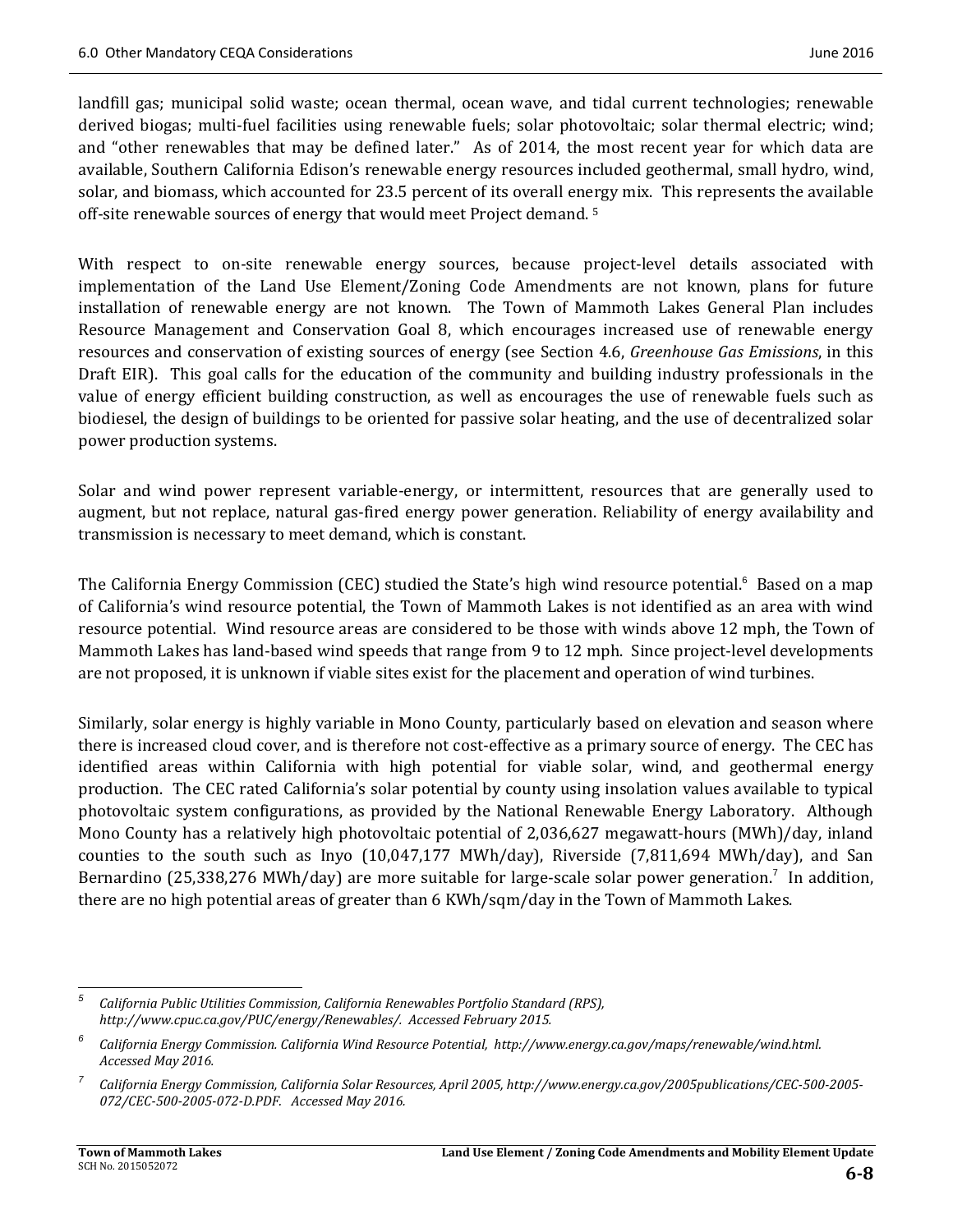landfill gas; municipal solid waste; ocean thermal, ocean wave, and tidal current technologies; renewable derived biogas; multi-fuel facilities using renewable fuels; solar photovoltaic; solar thermal electric; wind; and "other renewables that may be defined later." As of 2014, the most recent year for which data are available, Southern California Edison's renewable energy resources included geothermal, small hydro, wind, solar, and biomass, which accounted for 23.5 percent of its overall energy mix. This represents the available off-site renewable sources of energy that would meet Project demand. [5]

With respect to on-site renewable energy sources, because project-level details associated with implementation of the Land Use Element/Zoning Code Amendments are not known, plans for future installation of renewable energy are not known. The Town of Mammoth Lakes General Plan includes Resource Management and Conservation Goal 8, which encourages increased use of renewable energy resources and conservation of existing sources of energy (see Section 4.6, *Greenhouse Gas Emissions*, in this Draft EIR). This goal calls for the education of the community and building industry professionals in the value of energy efficient building construction, as well as encourages the use of renewable fuels such as biodiesel, the design of buildings to be oriented for passive solar heating, and the use of decentralized solar power production systems.

Solar and wind power represent variable-energy, or intermittent, resources that are generally used to augment, but not replace, natural gas-fired energy power generation. Reliability of energy availability and transmission is necessary to meet demand, which is constant.

The California Energy Commission (CEC) studied the State's high wind resource potential.[6] Based on a map of California's wind resource potential, the Town of Mammoth Lakes is not identified as an area with wind resource potential. Wind resource areas are considered to be those with winds above 12 mph, the Town of Mammoth Lakes has land-based wind speeds that range from 9 to 12 mph. Since project-level developments are not proposed, it is unknown if viable sites exist for the placement and operation of wind turbines.

Similarly, solar energy is highly variable in Mono County, particularly based on elevation and season where there is increased cloud cover, and is therefore not cost-effective as a primary source of energy. The CEC has identified areas within California with high potential for viable solar, wind, and geothermal energy production. The CEC rated California's solar potential by county using insolation values available to typical photovoltaic system configurations, as provided by the National Renewable Energy Laboratory. Although Mono County has a relatively high photovoltaic potential of 2,036,627 megawatt-hours (MWh)/day, inland counties to the south such as Inyo (10,047,177 MWh/day), Riverside (7,811,694 MWh/day), and San Bernardino (25,338,276 MWh/day) are more suitable for large-scale solar power generation.[7] In addition, there are no high potential areas of greater than 6 KWh/sqm/day in the Town of Mammoth Lakes.

---

[5] *California Public Utilities Commission, California Renewables Portfolio Standard (RPS), http://www.cpuc.ca.gov/PUC/energy/Renewables/. Accessed February 2015.*

[6] *California Energy Commission. California Wind Resource Potential, http://www.energy.ca.gov/maps/renewable/wind.html. Accessed May 2016.*

[7] *California Energy Commission, California Solar Resources, April 2005, http://www.energy.ca.gov/2005publications/CEC-500-2005-072/CEC-500-2005-072-D.PDF. Accessed May 2016.*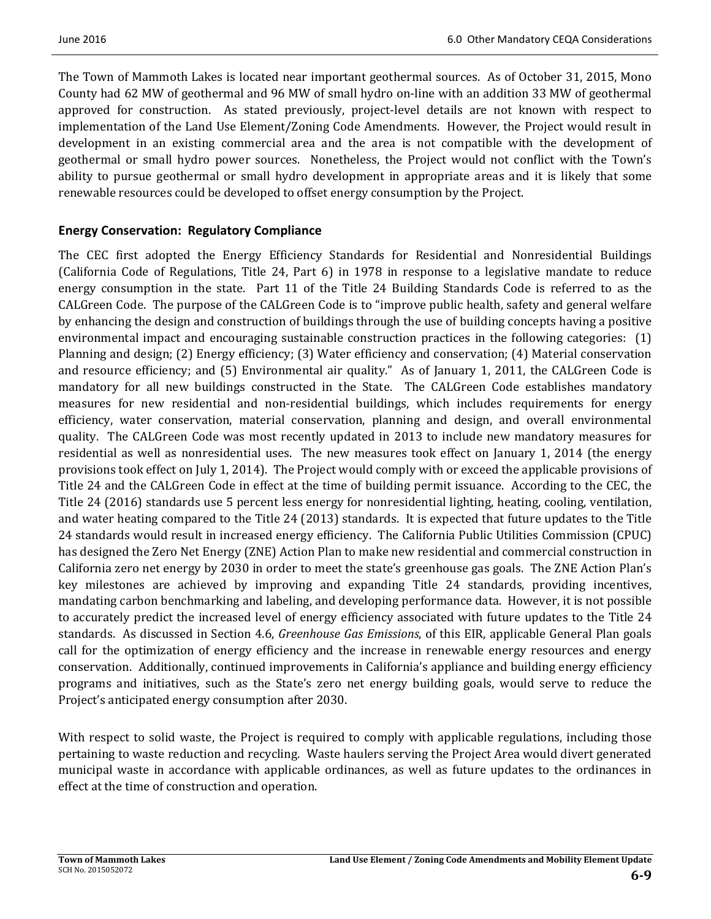The Town of Mammoth Lakes is located near important geothermal sources. As of October 31, 2015, Mono County had 62 MW of geothermal and 96 MW of small hydro on-line with an addition 33 MW of geothermal approved for construction. As stated previously, project-level details are not known with respect to implementation of the Land Use Element/Zoning Code Amendments. However, the Project would result in development in an existing commercial area and the area is not compatible with the development of geothermal or small hydro power sources. Nonetheless, the Project would not conflict with the Town's ability to pursue geothermal or small hydro development in appropriate areas and it is likely that some renewable resources could be developed to offset energy consumption by the Project.

### Energy Conservation: Regulatory Compliance

The CEC first adopted the Energy Efficiency Standards for Residential and Nonresidential Buildings (California Code of Regulations, Title 24, Part 6) in 1978 in response to a legislative mandate to reduce energy consumption in the state. Part 11 of the Title 24 Building Standards Code is referred to as the CALGreen Code. The purpose of the CALGreen Code is to "improve public health, safety and general welfare by enhancing the design and construction of buildings through the use of building concepts having a positive environmental impact and encouraging sustainable construction practices in the following categories: (1) Planning and design; (2) Energy efficiency; (3) Water efficiency and conservation; (4) Material conservation and resource efficiency; and (5) Environmental air quality." As of January 1, 2011, the CALGreen Code is mandatory for all new buildings constructed in the State. The CALGreen Code establishes mandatory measures for new residential and non-residential buildings, which includes requirements for energy efficiency, water conservation, material conservation, planning and design, and overall environmental quality. The CALGreen Code was most recently updated in 2013 to include new mandatory measures for residential as well as nonresidential uses. The new measures took effect on January 1, 2014 (the energy provisions took effect on July 1, 2014). The Project would comply with or exceed the applicable provisions of Title 24 and the CALGreen Code in effect at the time of building permit issuance. According to the CEC, the Title 24 (2016) standards use 5 percent less energy for nonresidential lighting, heating, cooling, ventilation, and water heating compared to the Title 24 (2013) standards. It is expected that future updates to the Title 24 standards would result in increased energy efficiency. The California Public Utilities Commission (CPUC) has designed the Zero Net Energy (ZNE) Action Plan to make new residential and commercial construction in California zero net energy by 2030 in order to meet the state's greenhouse gas goals. The ZNE Action Plan's key milestones are achieved by improving and expanding Title 24 standards, providing incentives, mandating carbon benchmarking and labeling, and developing performance data. However, it is not possible to accurately predict the increased level of energy efficiency associated with future updates to the Title 24 standards. As discussed in Section 4.6, *Greenhouse Gas Emissions*, of this EIR, applicable General Plan goals call for the optimization of energy efficiency and the increase in renewable energy resources and energy conservation. Additionally, continued improvements in California's appliance and building energy efficiency programs and initiatives, such as the State's zero net energy building goals, would serve to reduce the Project's anticipated energy consumption after 2030.

With respect to solid waste, the Project is required to comply with applicable regulations, including those pertaining to waste reduction and recycling. Waste haulers serving the Project Area would divert generated municipal waste in accordance with applicable ordinances, as well as future updates to the ordinances in effect at the time of construction and operation.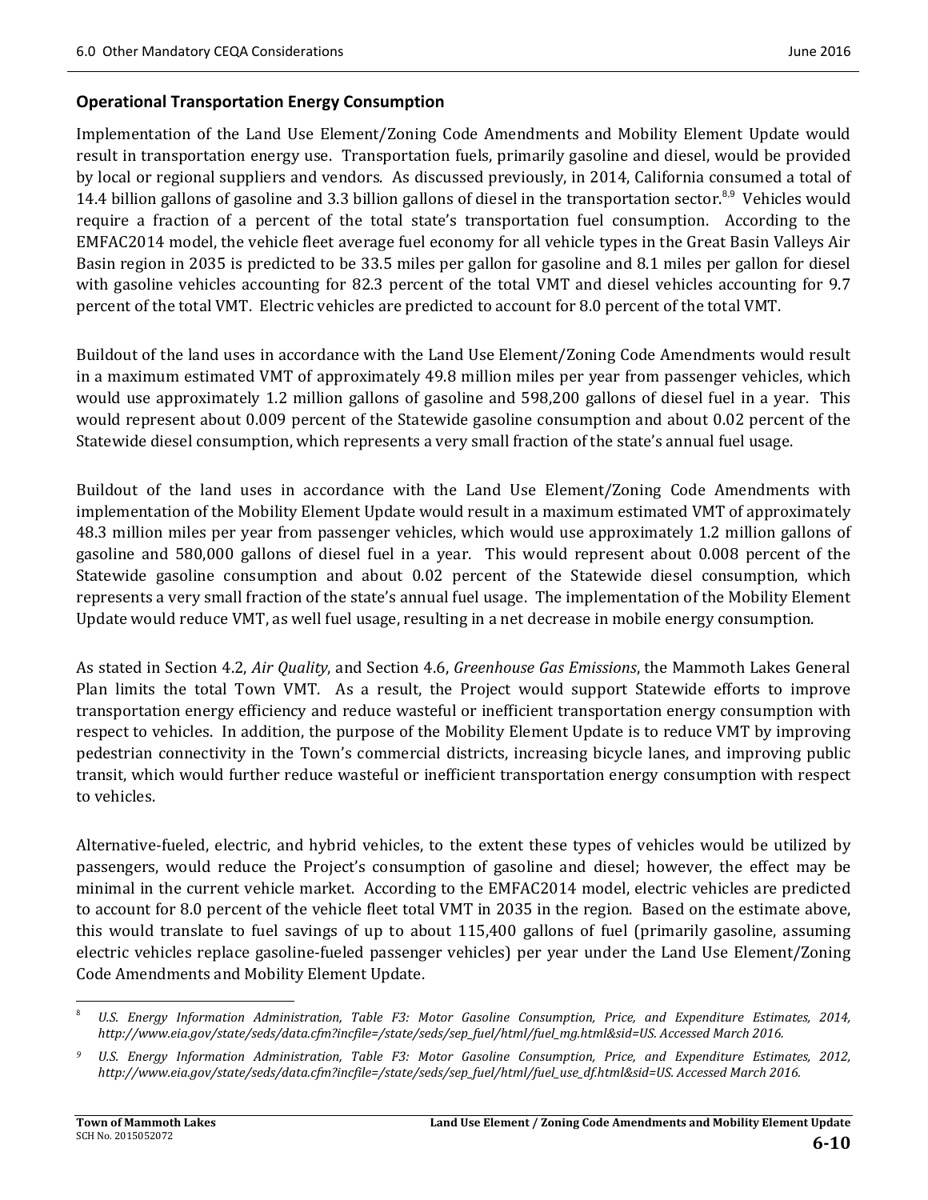### Operational Transportation Energy Consumption

Implementation of the Land Use Element/Zoning Code Amendments and Mobility Element Update would result in transportation energy use. Transportation fuels, primarily gasoline and diesel, would be provided by local or regional suppliers and vendors. As discussed previously, in 2014, California consumed a total of 14.4 billion gallons of gasoline and 3.3 billion gallons of diesel in the transportation sector.[8,9] Vehicles would require a fraction of a percent of the total state's transportation fuel consumption. According to the EMFAC2014 model, the vehicle fleet average fuel economy for all vehicle types in the Great Basin Valleys Air Basin region in 2035 is predicted to be 33.5 miles per gallon for gasoline and 8.1 miles per gallon for diesel with gasoline vehicles accounting for 82.3 percent of the total VMT and diesel vehicles accounting for 9.7 percent of the total VMT. Electric vehicles are predicted to account for 8.0 percent of the total VMT.

Buildout of the land uses in accordance with the Land Use Element/Zoning Code Amendments would result in a maximum estimated VMT of approximately 49.8 million miles per year from passenger vehicles, which would use approximately 1.2 million gallons of gasoline and 598,200 gallons of diesel fuel in a year. This would represent about 0.009 percent of the Statewide gasoline consumption and about 0.02 percent of the Statewide diesel consumption, which represents a very small fraction of the state's annual fuel usage.

Buildout of the land uses in accordance with the Land Use Element/Zoning Code Amendments with implementation of the Mobility Element Update would result in a maximum estimated VMT of approximately 48.3 million miles per year from passenger vehicles, which would use approximately 1.2 million gallons of gasoline and 580,000 gallons of diesel fuel in a year. This would represent about 0.008 percent of the Statewide gasoline consumption and about 0.02 percent of the Statewide diesel consumption, which represents a very small fraction of the state's annual fuel usage. The implementation of the Mobility Element Update would reduce VMT, as well fuel usage, resulting in a net decrease in mobile energy consumption.

As stated in Section 4.2, *Air Quality*, and Section 4.6, *Greenhouse Gas Emissions*, the Mammoth Lakes General Plan limits the total Town VMT. As a result, the Project would support Statewide efforts to improve transportation energy efficiency and reduce wasteful or inefficient transportation energy consumption with respect to vehicles. In addition, the purpose of the Mobility Element Update is to reduce VMT by improving pedestrian connectivity in the Town's commercial districts, increasing bicycle lanes, and improving public transit, which would further reduce wasteful or inefficient transportation energy consumption with respect to vehicles.

Alternative-fueled, electric, and hybrid vehicles, to the extent these types of vehicles would be utilized by passengers, would reduce the Project's consumption of gasoline and diesel; however, the effect may be minimal in the current vehicle market. According to the EMFAC2014 model, electric vehicles are predicted to account for 8.0 percent of the vehicle fleet total VMT in 2035 in the region. Based on the estimate above, this would translate to fuel savings of up to about 115,400 gallons of fuel (primarily gasoline, assuming electric vehicles replace gasoline-fueled passenger vehicles) per year under the Land Use Element/Zoning Code Amendments and Mobility Element Update.

---

[8] *U.S. Energy Information Administration, Table F3: Motor Gasoline Consumption, Price, and Expenditure Estimates, 2014, http://www.eia.gov/state/seds/data.cfm?incfile=/state/seds/sep_fuel/html/fuel_mg.html&sid=US. Accessed March 2016.*

[9] *U.S. Energy Information Administration, Table F3: Motor Gasoline Consumption, Price, and Expenditure Estimates, 2012, http://www.eia.gov/state/seds/data.cfm?incfile=/state/seds/sep_fuel/html/fuel_use_df.html&sid=US. Accessed March 2016.*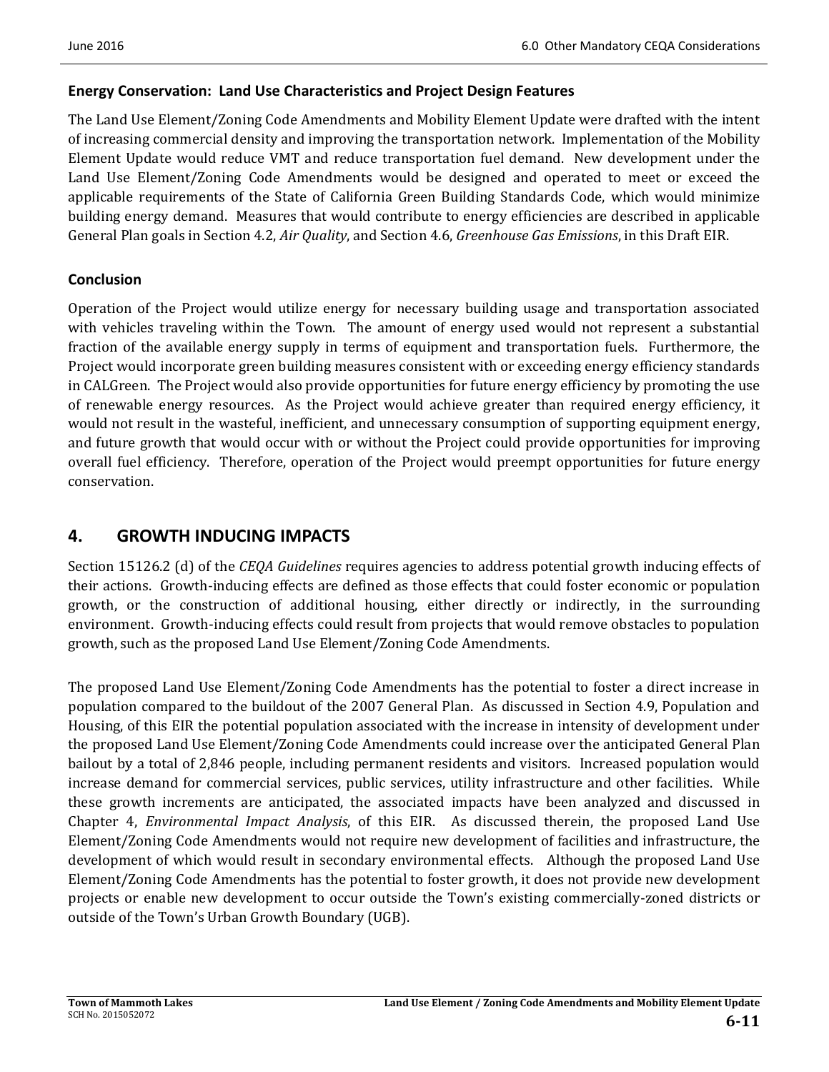**Energy Conservation: Land Use Characteristics and Project Design Features**

The Land Use Element/Zoning Code Amendments and Mobility Element Update were drafted with the intent of increasing commercial density and improving the transportation network. Implementation of the Mobility Element Update would reduce VMT and reduce transportation fuel demand. New development under the Land Use Element/Zoning Code Amendments would be designed and operated to meet or exceed the applicable requirements of the State of California Green Building Standards Code, which would minimize building energy demand. Measures that would contribute to energy efficiencies are described in applicable General Plan goals in Section 4.2, *Air Quality*, and Section 4.6, *Greenhouse Gas Emissions*, in this Draft EIR.

**Conclusion**

Operation of the Project would utilize energy for necessary building usage and transportation associated with vehicles traveling within the Town. The amount of energy used would not represent a substantial fraction of the available energy supply in terms of equipment and transportation fuels. Furthermore, the Project would incorporate green building measures consistent with or exceeding energy efficiency standards in CALGreen. The Project would also provide opportunities for future energy efficiency by promoting the use of renewable energy resources. As the Project would achieve greater than required energy efficiency, it would not result in the wasteful, inefficient, and unnecessary consumption of supporting equipment energy, and future growth that would occur with or without the Project could provide opportunities for improving overall fuel efficiency. Therefore, operation of the Project would preempt opportunities for future energy conservation.

## 4. GROWTH INDUCING IMPACTS

Section 15126.2 (d) of the *CEQA Guidelines* requires agencies to address potential growth inducing effects of their actions. Growth-inducing effects are defined as those effects that could foster economic or population growth, or the construction of additional housing, either directly or indirectly, in the surrounding environment. Growth-inducing effects could result from projects that would remove obstacles to population growth, such as the proposed Land Use Element/Zoning Code Amendments.

The proposed Land Use Element/Zoning Code Amendments has the potential to foster a direct increase in population compared to the buildout of the 2007 General Plan. As discussed in Section 4.9, Population and Housing, of this EIR the potential population associated with the increase in intensity of development under the proposed Land Use Element/Zoning Code Amendments could increase over the anticipated General Plan bailout by a total of 2,846 people, including permanent residents and visitors. Increased population would increase demand for commercial services, public services, utility infrastructure and other facilities. While these growth increments are anticipated, the associated impacts have been analyzed and discussed in Chapter 4, *Environmental Impact Analysis*, of this EIR. As discussed therein, the proposed Land Use Element/Zoning Code Amendments would not require new development of facilities and infrastructure, the development of which would result in secondary environmental effects. Although the proposed Land Use Element/Zoning Code Amendments has the potential to foster growth, it does not provide new development projects or enable new development to occur outside the Town's existing commercially-zoned districts or outside of the Town's Urban Growth Boundary (UGB).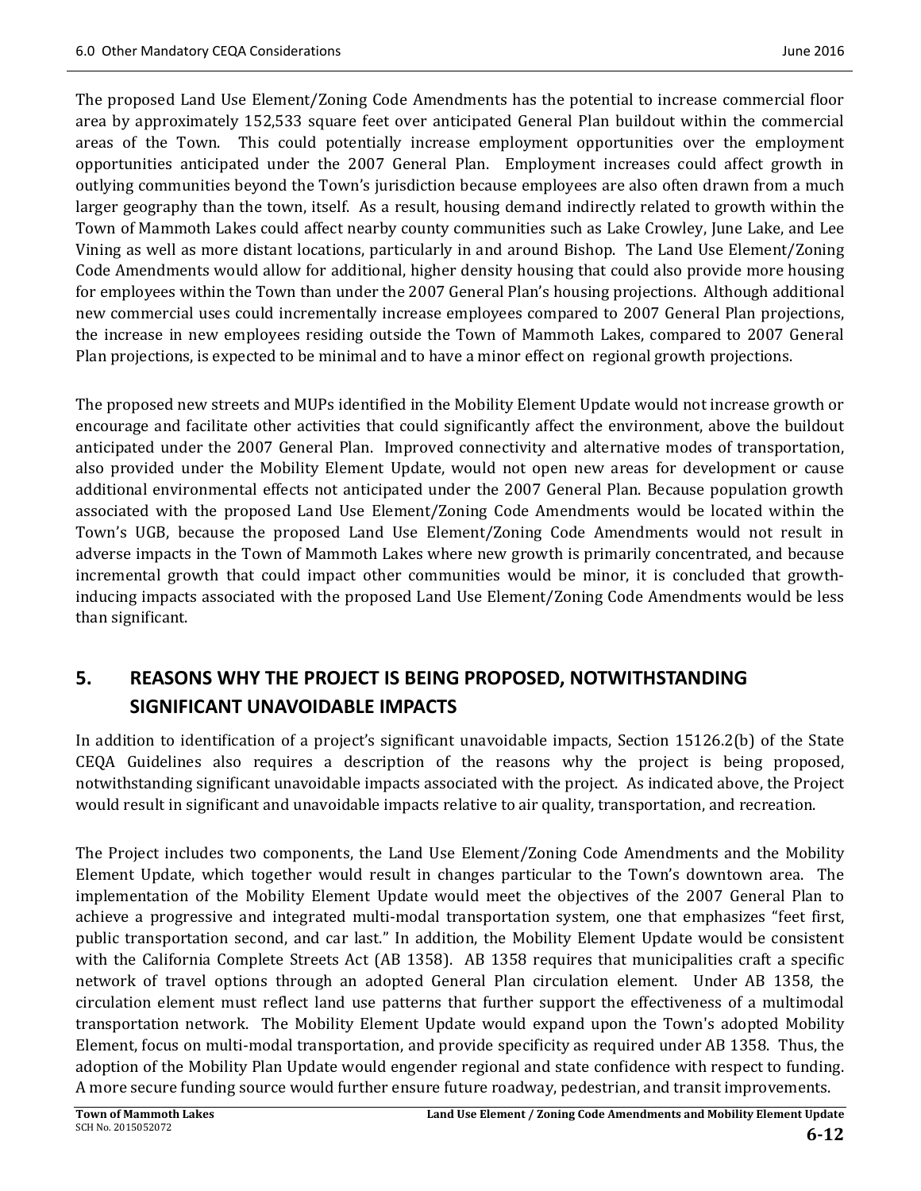The proposed Land Use Element/Zoning Code Amendments has the potential to increase commercial floor area by approximately 152,533 square feet over anticipated General Plan buildout within the commercial areas of the Town. This could potentially increase employment opportunities over the employment opportunities anticipated under the 2007 General Plan. Employment increases could affect growth in outlying communities beyond the Town's jurisdiction because employees are also often drawn from a much larger geography than the town, itself. As a result, housing demand indirectly related to growth within the Town of Mammoth Lakes could affect nearby county communities such as Lake Crowley, June Lake, and Lee Vining as well as more distant locations, particularly in and around Bishop. The Land Use Element/Zoning Code Amendments would allow for additional, higher density housing that could also provide more housing for employees within the Town than under the 2007 General Plan's housing projections. Although additional new commercial uses could incrementally increase employees compared to 2007 General Plan projections, the increase in new employees residing outside the Town of Mammoth Lakes, compared to 2007 General Plan projections, is expected to be minimal and to have a minor effect on regional growth projections.

The proposed new streets and MUPs identified in the Mobility Element Update would not increase growth or encourage and facilitate other activities that could significantly affect the environment, above the buildout anticipated under the 2007 General Plan. Improved connectivity and alternative modes of transportation, also provided under the Mobility Element Update, would not open new areas for development or cause additional environmental effects not anticipated under the 2007 General Plan. Because population growth associated with the proposed Land Use Element/Zoning Code Amendments would be located within the Town's UGB, because the proposed Land Use Element/Zoning Code Amendments would not result in adverse impacts in the Town of Mammoth Lakes where new growth is primarily concentrated, and because incremental growth that could impact other communities would be minor, it is concluded that growth-inducing impacts associated with the proposed Land Use Element/Zoning Code Amendments would be less than significant.

## 5. REASONS WHY THE PROJECT IS BEING PROPOSED, NOTWITHSTANDING SIGNIFICANT UNAVOIDABLE IMPACTS

In addition to identification of a project's significant unavoidable impacts, Section 15126.2(b) of the State CEQA Guidelines also requires a description of the reasons why the project is being proposed, notwithstanding significant unavoidable impacts associated with the project. As indicated above, the Project would result in significant and unavoidable impacts relative to air quality, transportation, and recreation.

The Project includes two components, the Land Use Element/Zoning Code Amendments and the Mobility Element Update, which together would result in changes particular to the Town's downtown area. The implementation of the Mobility Element Update would meet the objectives of the 2007 General Plan to achieve a progressive and integrated multi-modal transportation system, one that emphasizes "feet first, public transportation second, and car last." In addition, the Mobility Element Update would be consistent with the California Complete Streets Act (AB 1358). AB 1358 requires that municipalities craft a specific network of travel options through an adopted General Plan circulation element. Under AB 1358, the circulation element must reflect land use patterns that further support the effectiveness of a multimodal transportation network. The Mobility Element Update would expand upon the Town's adopted Mobility Element, focus on multi-modal transportation, and provide specificity as required under AB 1358. Thus, the adoption of the Mobility Plan Update would engender regional and state confidence with respect to funding. A more secure funding source would further ensure future roadway, pedestrian, and transit improvements.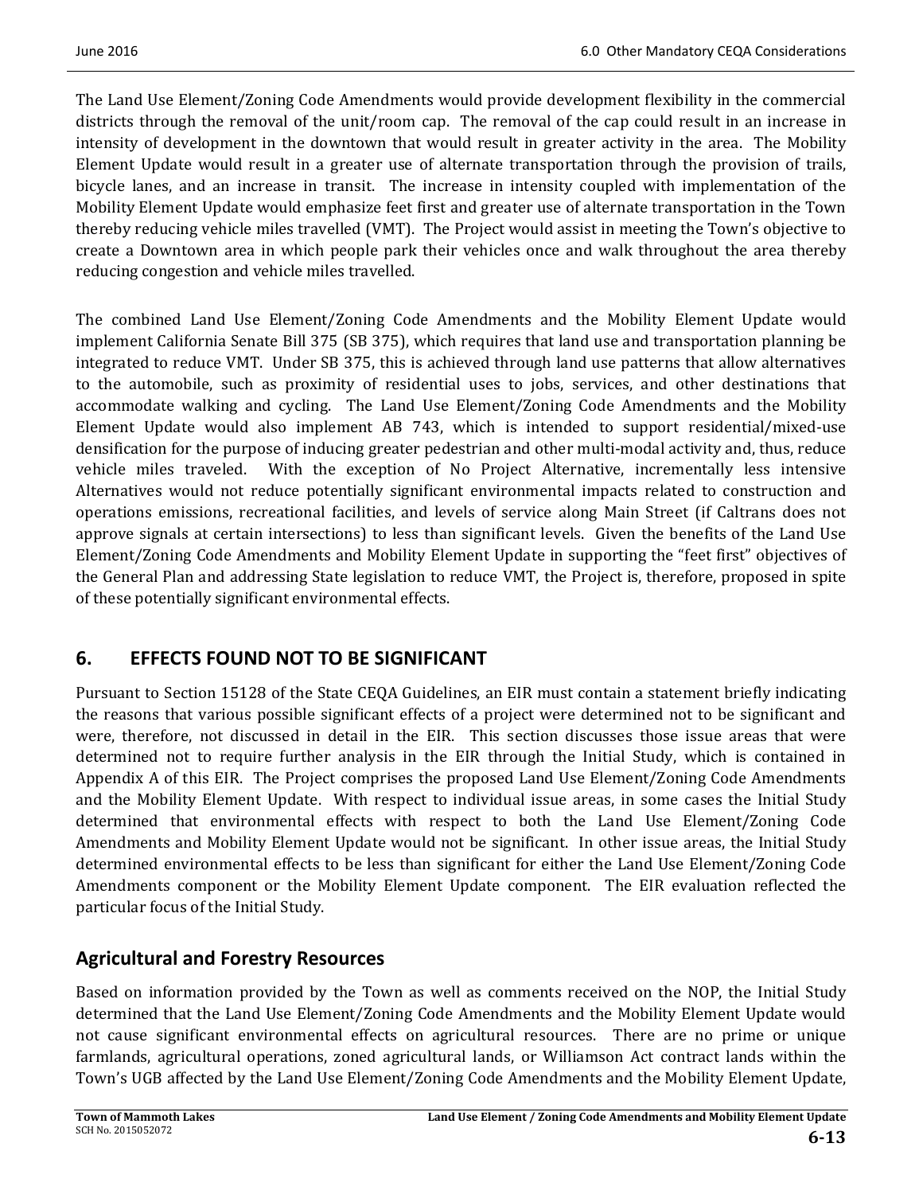The Land Use Element/Zoning Code Amendments would provide development flexibility in the commercial districts through the removal of the unit/room cap. The removal of the cap could result in an increase in intensity of development in the downtown that would result in greater activity in the area. The Mobility Element Update would result in a greater use of alternate transportation through the provision of trails, bicycle lanes, and an increase in transit. The increase in intensity coupled with implementation of the Mobility Element Update would emphasize feet first and greater use of alternate transportation in the Town thereby reducing vehicle miles travelled (VMT). The Project would assist in meeting the Town's objective to create a Downtown area in which people park their vehicles once and walk throughout the area thereby reducing congestion and vehicle miles travelled.

The combined Land Use Element/Zoning Code Amendments and the Mobility Element Update would implement California Senate Bill 375 (SB 375), which requires that land use and transportation planning be integrated to reduce VMT. Under SB 375, this is achieved through land use patterns that allow alternatives to the automobile, such as proximity of residential uses to jobs, services, and other destinations that accommodate walking and cycling. The Land Use Element/Zoning Code Amendments and the Mobility Element Update would also implement AB 743, which is intended to support residential/mixed-use densification for the purpose of inducing greater pedestrian and other multi-modal activity and, thus, reduce vehicle miles traveled. With the exception of No Project Alternative, incrementally less intensive Alternatives would not reduce potentially significant environmental impacts related to construction and operations emissions, recreational facilities, and levels of service along Main Street (if Caltrans does not approve signals at certain intersections) to less than significant levels. Given the benefits of the Land Use Element/Zoning Code Amendments and Mobility Element Update in supporting the "feet first" objectives of the General Plan and addressing State legislation to reduce VMT, the Project is, therefore, proposed in spite of these potentially significant environmental effects.

## 6. EFFECTS FOUND NOT TO BE SIGNIFICANT

Pursuant to Section 15128 of the State CEQA Guidelines, an EIR must contain a statement briefly indicating the reasons that various possible significant effects of a project were determined not to be significant and were, therefore, not discussed in detail in the EIR. This section discusses those issue areas that were determined not to require further analysis in the EIR through the Initial Study, which is contained in Appendix A of this EIR. The Project comprises the proposed Land Use Element/Zoning Code Amendments and the Mobility Element Update. With respect to individual issue areas, in some cases the Initial Study determined that environmental effects with respect to both the Land Use Element/Zoning Code Amendments and Mobility Element Update would not be significant. In other issue areas, the Initial Study determined environmental effects to be less than significant for either the Land Use Element/Zoning Code Amendments component or the Mobility Element Update component. The EIR evaluation reflected the particular focus of the Initial Study.

### Agricultural and Forestry Resources

Based on information provided by the Town as well as comments received on the NOP, the Initial Study determined that the Land Use Element/Zoning Code Amendments and the Mobility Element Update would not cause significant environmental effects on agricultural resources. There are no prime or unique farmlands, agricultural operations, zoned agricultural lands, or Williamson Act contract lands within the Town's UGB affected by the Land Use Element/Zoning Code Amendments and the Mobility Element Update,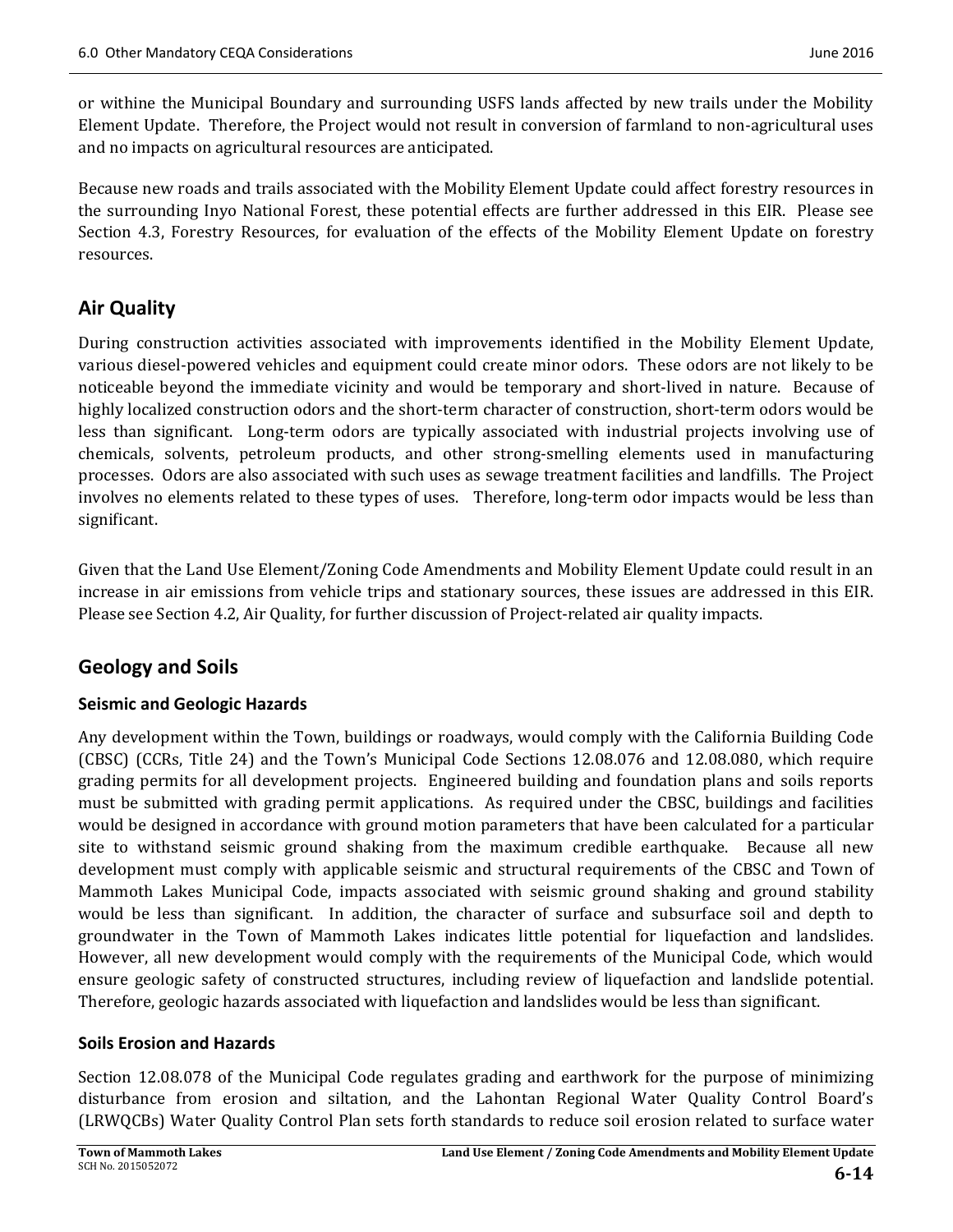or withine the Municipal Boundary and surrounding USFS lands affected by new trails under the Mobility Element Update. Therefore, the Project would not result in conversion of farmland to non-agricultural uses and no impacts on agricultural resources are anticipated.

Because new roads and trails associated with the Mobility Element Update could affect forestry resources in the surrounding Inyo National Forest, these potential effects are further addressed in this EIR. Please see Section 4.3, Forestry Resources, for evaluation of the effects of the Mobility Element Update on forestry resources.

## Air Quality

During construction activities associated with improvements identified in the Mobility Element Update, various diesel-powered vehicles and equipment could create minor odors. These odors are not likely to be noticeable beyond the immediate vicinity and would be temporary and short-lived in nature. Because of highly localized construction odors and the short-term character of construction, short-term odors would be less than significant. Long-term odors are typically associated with industrial projects involving use of chemicals, solvents, petroleum products, and other strong-smelling elements used in manufacturing processes. Odors are also associated with such uses as sewage treatment facilities and landfills. The Project involves no elements related to these types of uses. Therefore, long-term odor impacts would be less than significant.

Given that the Land Use Element/Zoning Code Amendments and Mobility Element Update could result in an increase in air emissions from vehicle trips and stationary sources, these issues are addressed in this EIR. Please see Section 4.2, Air Quality, for further discussion of Project-related air quality impacts.

## Geology and Soils

### Seismic and Geologic Hazards

Any development within the Town, buildings or roadways, would comply with the California Building Code (CBSC) (CCRs, Title 24) and the Town's Municipal Code Sections 12.08.076 and 12.08.080, which require grading permits for all development projects. Engineered building and foundation plans and soils reports must be submitted with grading permit applications. As required under the CBSC, buildings and facilities would be designed in accordance with ground motion parameters that have been calculated for a particular site to withstand seismic ground shaking from the maximum credible earthquake. Because all new development must comply with applicable seismic and structural requirements of the CBSC and Town of Mammoth Lakes Municipal Code, impacts associated with seismic ground shaking and ground stability would be less than significant. In addition, the character of surface and subsurface soil and depth to groundwater in the Town of Mammoth Lakes indicates little potential for liquefaction and landslides. However, all new development would comply with the requirements of the Municipal Code, which would ensure geologic safety of constructed structures, including review of liquefaction and landslide potential. Therefore, geologic hazards associated with liquefaction and landslides would be less than significant.

### Soils Erosion and Hazards

Section 12.08.078 of the Municipal Code regulates grading and earthwork for the purpose of minimizing disturbance from erosion and siltation, and the Lahontan Regional Water Quality Control Board's (LRWQCBs) Water Quality Control Plan sets forth standards to reduce soil erosion related to surface water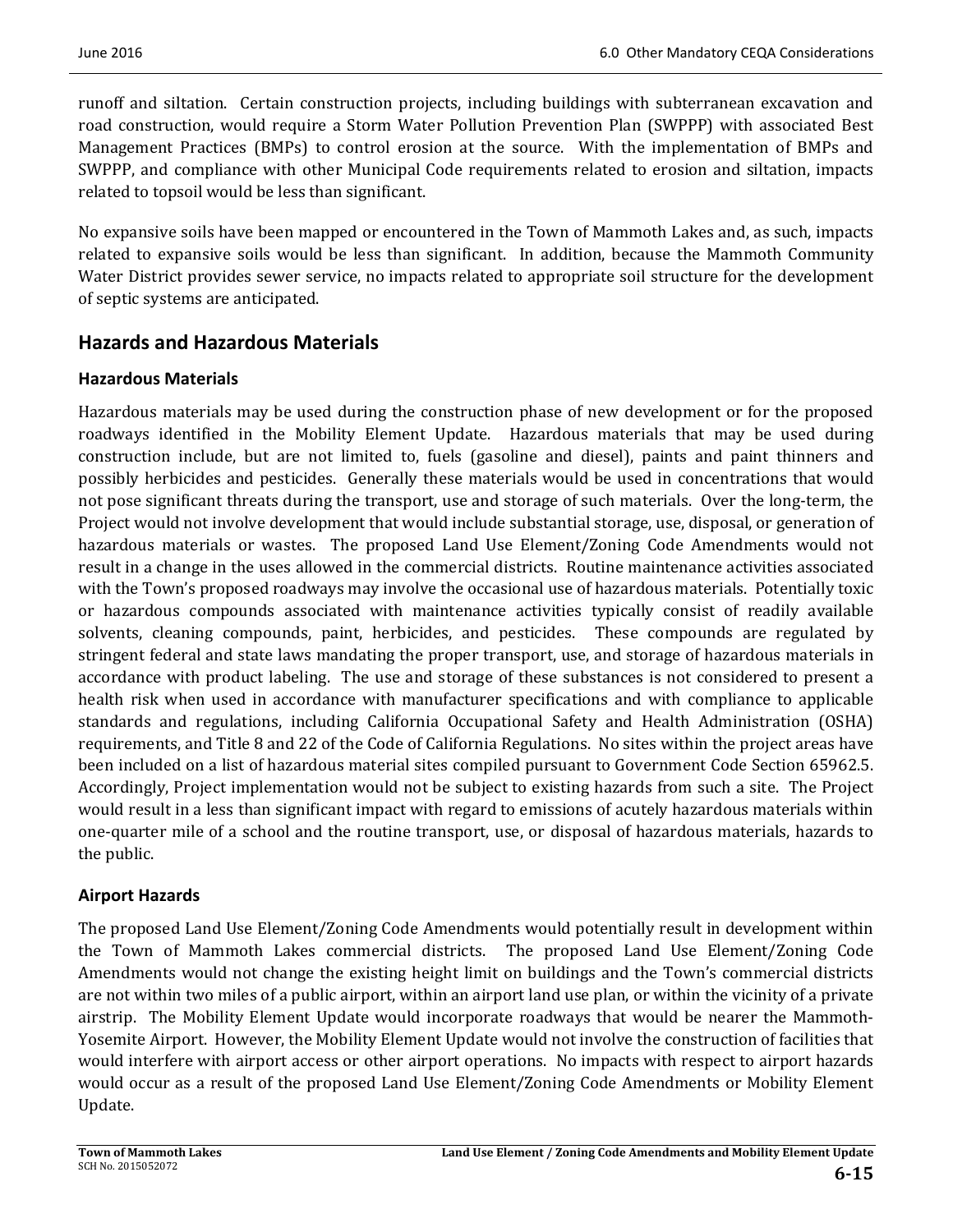runoff and siltation. Certain construction projects, including buildings with subterranean excavation and road construction, would require a Storm Water Pollution Prevention Plan (SWPPP) with associated Best Management Practices (BMPs) to control erosion at the source. With the implementation of BMPs and SWPPP, and compliance with other Municipal Code requirements related to erosion and siltation, impacts related to topsoil would be less than significant.

No expansive soils have been mapped or encountered in the Town of Mammoth Lakes and, as such, impacts related to expansive soils would be less than significant. In addition, because the Mammoth Community Water District provides sewer service, no impacts related to appropriate soil structure for the development of septic systems are anticipated.

## Hazards and Hazardous Materials

### Hazardous Materials

Hazardous materials may be used during the construction phase of new development or for the proposed roadways identified in the Mobility Element Update. Hazardous materials that may be used during construction include, but are not limited to, fuels (gasoline and diesel), paints and paint thinners and possibly herbicides and pesticides. Generally these materials would be used in concentrations that would not pose significant threats during the transport, use and storage of such materials. Over the long-term, the Project would not involve development that would include substantial storage, use, disposal, or generation of hazardous materials or wastes. The proposed Land Use Element/Zoning Code Amendments would not result in a change in the uses allowed in the commercial districts. Routine maintenance activities associated with the Town's proposed roadways may involve the occasional use of hazardous materials. Potentially toxic or hazardous compounds associated with maintenance activities typically consist of readily available solvents, cleaning compounds, paint, herbicides, and pesticides. These compounds are regulated by stringent federal and state laws mandating the proper transport, use, and storage of hazardous materials in accordance with product labeling. The use and storage of these substances is not considered to present a health risk when used in accordance with manufacturer specifications and with compliance to applicable standards and regulations, including California Occupational Safety and Health Administration (OSHA) requirements, and Title 8 and 22 of the Code of California Regulations. No sites within the project areas have been included on a list of hazardous material sites compiled pursuant to Government Code Section 65962.5. Accordingly, Project implementation would not be subject to existing hazards from such a site. The Project would result in a less than significant impact with regard to emissions of acutely hazardous materials within one-quarter mile of a school and the routine transport, use, or disposal of hazardous materials, hazards to the public.

### Airport Hazards

The proposed Land Use Element/Zoning Code Amendments would potentially result in development within the Town of Mammoth Lakes commercial districts. The proposed Land Use Element/Zoning Code Amendments would not change the existing height limit on buildings and the Town's commercial districts are not within two miles of a public airport, within an airport land use plan, or within the vicinity of a private airstrip. The Mobility Element Update would incorporate roadways that would be nearer the Mammoth-Yosemite Airport. However, the Mobility Element Update would not involve the construction of facilities that would interfere with airport access or other airport operations. No impacts with respect to airport hazards would occur as a result of the proposed Land Use Element/Zoning Code Amendments or Mobility Element Update.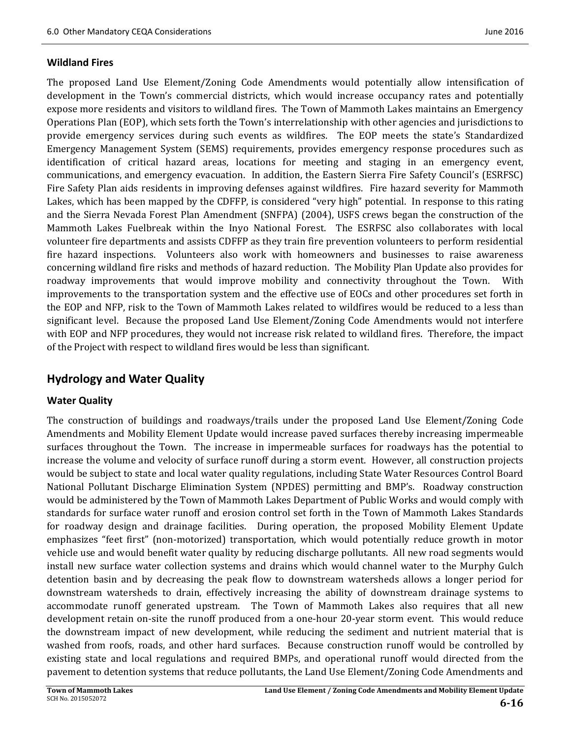### Wildland Fires

The proposed Land Use Element/Zoning Code Amendments would potentially allow intensification of development in the Town's commercial districts, which would increase occupancy rates and potentially expose more residents and visitors to wildland fires. The Town of Mammoth Lakes maintains an Emergency Operations Plan (EOP), which sets forth the Town's interrelationship with other agencies and jurisdictions to provide emergency services during such events as wildfires. The EOP meets the state's Standardized Emergency Management System (SEMS) requirements, provides emergency response procedures such as identification of critical hazard areas, locations for meeting and staging in an emergency event, communications, and emergency evacuation. In addition, the Eastern Sierra Fire Safety Council's (ESRFSC) Fire Safety Plan aids residents in improving defenses against wildfires. Fire hazard severity for Mammoth Lakes, which has been mapped by the CDFFP, is considered "very high" potential. In response to this rating and the Sierra Nevada Forest Plan Amendment (SNFPA) (2004), USFS crews began the construction of the Mammoth Lakes Fuelbreak within the Inyo National Forest. The ESRFSC also collaborates with local volunteer fire departments and assists CDFFP as they train fire prevention volunteers to perform residential fire hazard inspections. Volunteers also work with homeowners and businesses to raise awareness concerning wildland fire risks and methods of hazard reduction. The Mobility Plan Update also provides for roadway improvements that would improve mobility and connectivity throughout the Town. With improvements to the transportation system and the effective use of EOCs and other procedures set forth in the EOP and NFP, risk to the Town of Mammoth Lakes related to wildfires would be reduced to a less than significant level. Because the proposed Land Use Element/Zoning Code Amendments would not interfere with EOP and NFP procedures, they would not increase risk related to wildland fires. Therefore, the impact of the Project with respect to wildland fires would be less than significant.

## Hydrology and Water Quality

### Water Quality

The construction of buildings and roadways/trails under the proposed Land Use Element/Zoning Code Amendments and Mobility Element Update would increase paved surfaces thereby increasing impermeable surfaces throughout the Town. The increase in impermeable surfaces for roadways has the potential to increase the volume and velocity of surface runoff during a storm event. However, all construction projects would be subject to state and local water quality regulations, including State Water Resources Control Board National Pollutant Discharge Elimination System (NPDES) permitting and BMP's. Roadway construction would be administered by the Town of Mammoth Lakes Department of Public Works and would comply with standards for surface water runoff and erosion control set forth in the Town of Mammoth Lakes Standards for roadway design and drainage facilities. During operation, the proposed Mobility Element Update emphasizes "feet first" (non-motorized) transportation, which would potentially reduce growth in motor vehicle use and would benefit water quality by reducing discharge pollutants. All new road segments would install new surface water collection systems and drains which would channel water to the Murphy Gulch detention basin and by decreasing the peak flow to downstream watersheds allows a longer period for downstream watersheds to drain, effectively increasing the ability of downstream drainage systems to accommodate runoff generated upstream. The Town of Mammoth Lakes also requires that all new development retain on-site the runoff produced from a one-hour 20-year storm event. This would reduce the downstream impact of new development, while reducing the sediment and nutrient material that is washed from roofs, roads, and other hard surfaces. Because construction runoff would be controlled by existing state and local regulations and required BMPs, and operational runoff would directed from the pavement to detention systems that reduce pollutants, the Land Use Element/Zoning Code Amendments and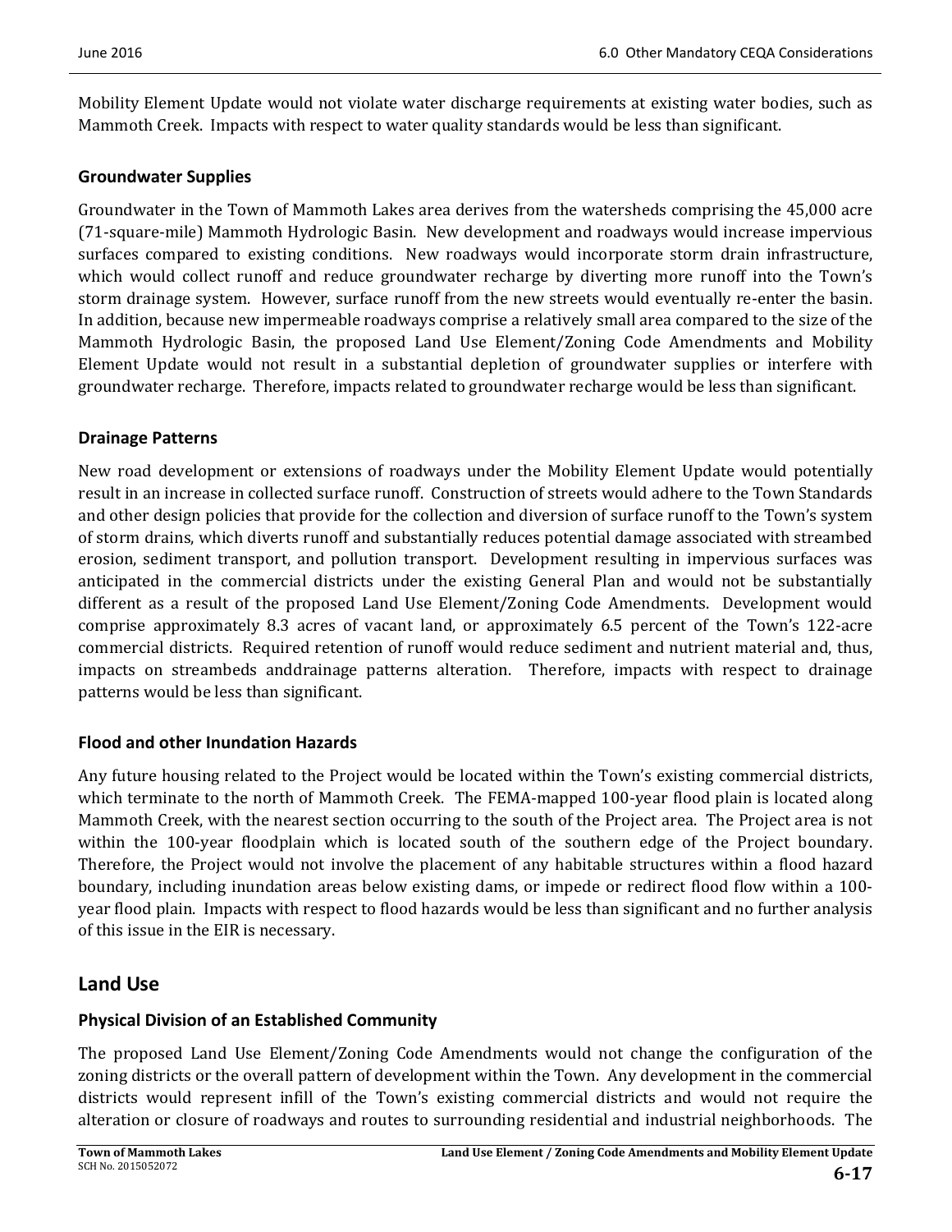Mobility Element Update would not violate water discharge requirements at existing water bodies, such as Mammoth Creek. Impacts with respect to water quality standards would be less than significant.

### Groundwater Supplies

Groundwater in the Town of Mammoth Lakes area derives from the watersheds comprising the 45,000 acre (71-square-mile) Mammoth Hydrologic Basin. New development and roadways would increase impervious surfaces compared to existing conditions. New roadways would incorporate storm drain infrastructure, which would collect runoff and reduce groundwater recharge by diverting more runoff into the Town's storm drainage system. However, surface runoff from the new streets would eventually re-enter the basin. In addition, because new impermeable roadways comprise a relatively small area compared to the size of the Mammoth Hydrologic Basin, the proposed Land Use Element/Zoning Code Amendments and Mobility Element Update would not result in a substantial depletion of groundwater supplies or interfere with groundwater recharge. Therefore, impacts related to groundwater recharge would be less than significant.

### Drainage Patterns

New road development or extensions of roadways under the Mobility Element Update would potentially result in an increase in collected surface runoff. Construction of streets would adhere to the Town Standards and other design policies that provide for the collection and diversion of surface runoff to the Town's system of storm drains, which diverts runoff and substantially reduces potential damage associated with streambed erosion, sediment transport, and pollution transport. Development resulting in impervious surfaces was anticipated in the commercial districts under the existing General Plan and would not be substantially different as a result of the proposed Land Use Element/Zoning Code Amendments. Development would comprise approximately 8.3 acres of vacant land, or approximately 6.5 percent of the Town's 122-acre commercial districts. Required retention of runoff would reduce sediment and nutrient material and, thus, impacts on streambeds anddrainage patterns alteration. Therefore, impacts with respect to drainage patterns would be less than significant.

### Flood and other Inundation Hazards

Any future housing related to the Project would be located within the Town's existing commercial districts, which terminate to the north of Mammoth Creek. The FEMA-mapped 100-year flood plain is located along Mammoth Creek, with the nearest section occurring to the south of the Project area. The Project area is not within the 100-year floodplain which is located south of the southern edge of the Project boundary. Therefore, the Project would not involve the placement of any habitable structures within a flood hazard boundary, including inundation areas below existing dams, or impede or redirect flood flow within a 100-year flood plain. Impacts with respect to flood hazards would be less than significant and no further analysis of this issue in the EIR is necessary.

## Land Use

### Physical Division of an Established Community

The proposed Land Use Element/Zoning Code Amendments would not change the configuration of the zoning districts or the overall pattern of development within the Town. Any development in the commercial districts would represent infill of the Town's existing commercial districts and would not require the alteration or closure of roadways and routes to surrounding residential and industrial neighborhoods. The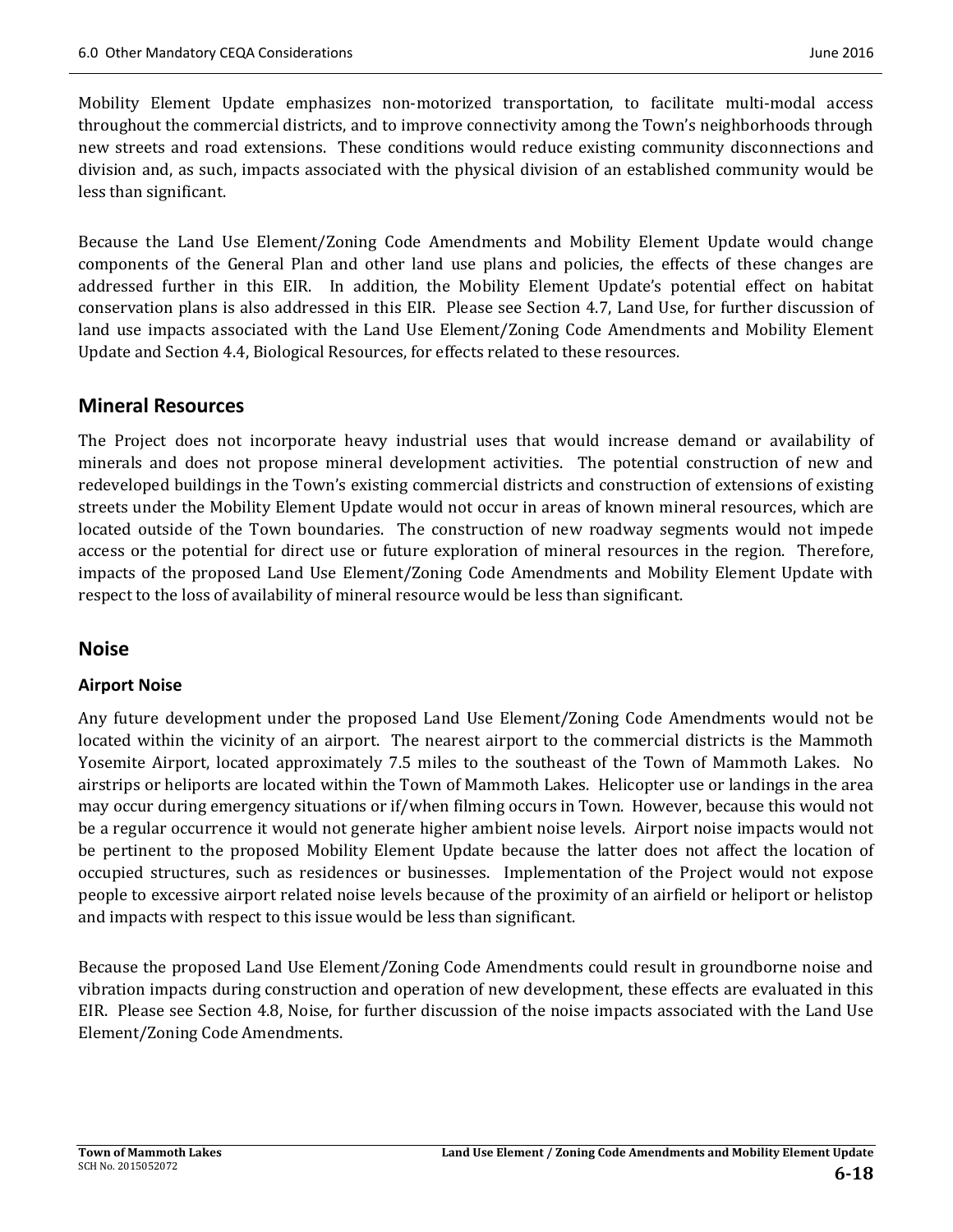Mobility Element Update emphasizes non-motorized transportation, to facilitate multi-modal access throughout the commercial districts, and to improve connectivity among the Town's neighborhoods through new streets and road extensions. These conditions would reduce existing community disconnections and division and, as such, impacts associated with the physical division of an established community would be less than significant.

Because the Land Use Element/Zoning Code Amendments and Mobility Element Update would change components of the General Plan and other land use plans and policies, the effects of these changes are addressed further in this EIR. In addition, the Mobility Element Update's potential effect on habitat conservation plans is also addressed in this EIR. Please see Section 4.7, Land Use, for further discussion of land use impacts associated with the Land Use Element/Zoning Code Amendments and Mobility Element Update and Section 4.4, Biological Resources, for effects related to these resources.

## Mineral Resources

The Project does not incorporate heavy industrial uses that would increase demand or availability of minerals and does not propose mineral development activities. The potential construction of new and redeveloped buildings in the Town's existing commercial districts and construction of extensions of existing streets under the Mobility Element Update would not occur in areas of known mineral resources, which are located outside of the Town boundaries. The construction of new roadway segments would not impede access or the potential for direct use or future exploration of mineral resources in the region. Therefore, impacts of the proposed Land Use Element/Zoning Code Amendments and Mobility Element Update with respect to the loss of availability of mineral resource would be less than significant.

## Noise

### Airport Noise

Any future development under the proposed Land Use Element/Zoning Code Amendments would not be located within the vicinity of an airport. The nearest airport to the commercial districts is the Mammoth Yosemite Airport, located approximately 7.5 miles to the southeast of the Town of Mammoth Lakes. No airstrips or heliports are located within the Town of Mammoth Lakes. Helicopter use or landings in the area may occur during emergency situations or if/when filming occurs in Town. However, because this would not be a regular occurrence it would not generate higher ambient noise levels. Airport noise impacts would not be pertinent to the proposed Mobility Element Update because the latter does not affect the location of occupied structures, such as residences or businesses. Implementation of the Project would not expose people to excessive airport related noise levels because of the proximity of an airfield or heliport or helistop and impacts with respect to this issue would be less than significant.

Because the proposed Land Use Element/Zoning Code Amendments could result in groundborne noise and vibration impacts during construction and operation of new development, these effects are evaluated in this EIR. Please see Section 4.8, Noise, for further discussion of the noise impacts associated with the Land Use Element/Zoning Code Amendments.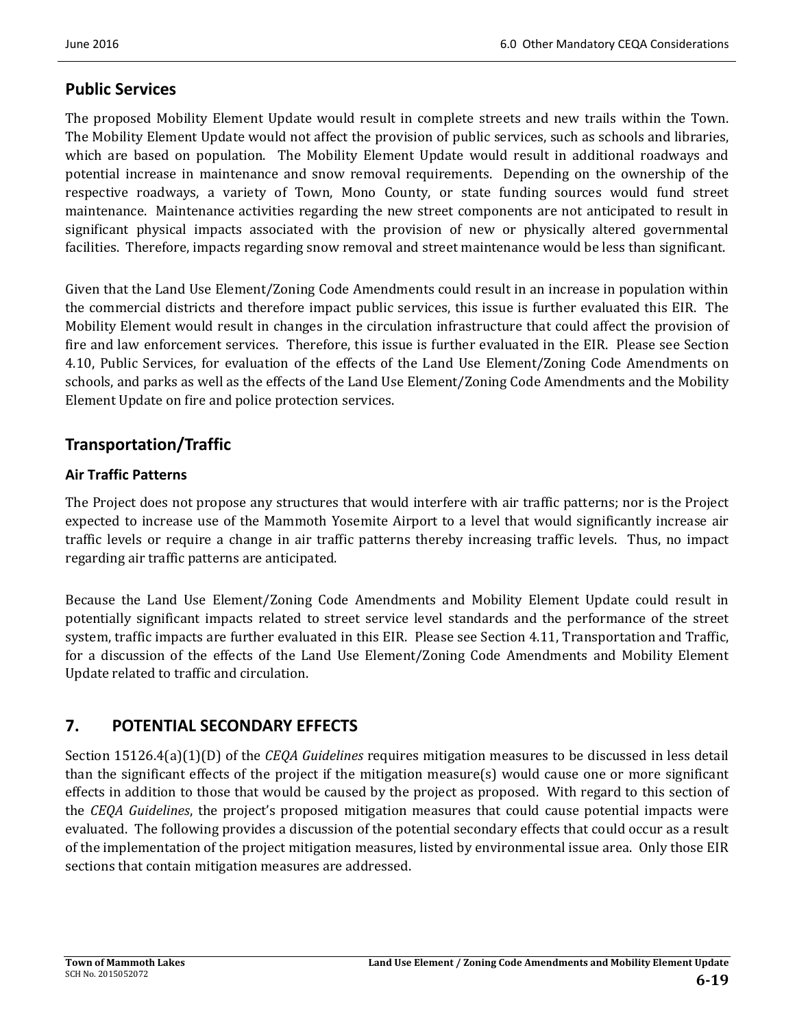## Public Services

The proposed Mobility Element Update would result in complete streets and new trails within the Town. The Mobility Element Update would not affect the provision of public services, such as schools and libraries, which are based on population. The Mobility Element Update would result in additional roadways and potential increase in maintenance and snow removal requirements. Depending on the ownership of the respective roadways, a variety of Town, Mono County, or state funding sources would fund street maintenance. Maintenance activities regarding the new street components are not anticipated to result in significant physical impacts associated with the provision of new or physically altered governmental facilities. Therefore, impacts regarding snow removal and street maintenance would be less than significant.

Given that the Land Use Element/Zoning Code Amendments could result in an increase in population within the commercial districts and therefore impact public services, this issue is further evaluated this EIR. The Mobility Element would result in changes in the circulation infrastructure that could affect the provision of fire and law enforcement services. Therefore, this issue is further evaluated in the EIR. Please see Section 4.10, Public Services, for evaluation of the effects of the Land Use Element/Zoning Code Amendments on schools, and parks as well as the effects of the Land Use Element/Zoning Code Amendments and the Mobility Element Update on fire and police protection services.

## Transportation/Traffic

### Air Traffic Patterns

The Project does not propose any structures that would interfere with air traffic patterns; nor is the Project expected to increase use of the Mammoth Yosemite Airport to a level that would significantly increase air traffic levels or require a change in air traffic patterns thereby increasing traffic levels. Thus, no impact regarding air traffic patterns are anticipated.

Because the Land Use Element/Zoning Code Amendments and Mobility Element Update could result in potentially significant impacts related to street service level standards and the performance of the street system, traffic impacts are further evaluated in this EIR. Please see Section 4.11, Transportation and Traffic, for a discussion of the effects of the Land Use Element/Zoning Code Amendments and Mobility Element Update related to traffic and circulation.

# 7. POTENTIAL SECONDARY EFFECTS

Section 15126.4(a)(1)(D) of the *CEQA Guidelines* requires mitigation measures to be discussed in less detail than the significant effects of the project if the mitigation measure(s) would cause one or more significant effects in addition to those that would be caused by the project as proposed. With regard to this section of the *CEQA Guidelines*, the project's proposed mitigation measures that could cause potential impacts were evaluated. The following provides a discussion of the potential secondary effects that could occur as a result of the implementation of the project mitigation measures, listed by environmental issue area. Only those EIR sections that contain mitigation measures are addressed.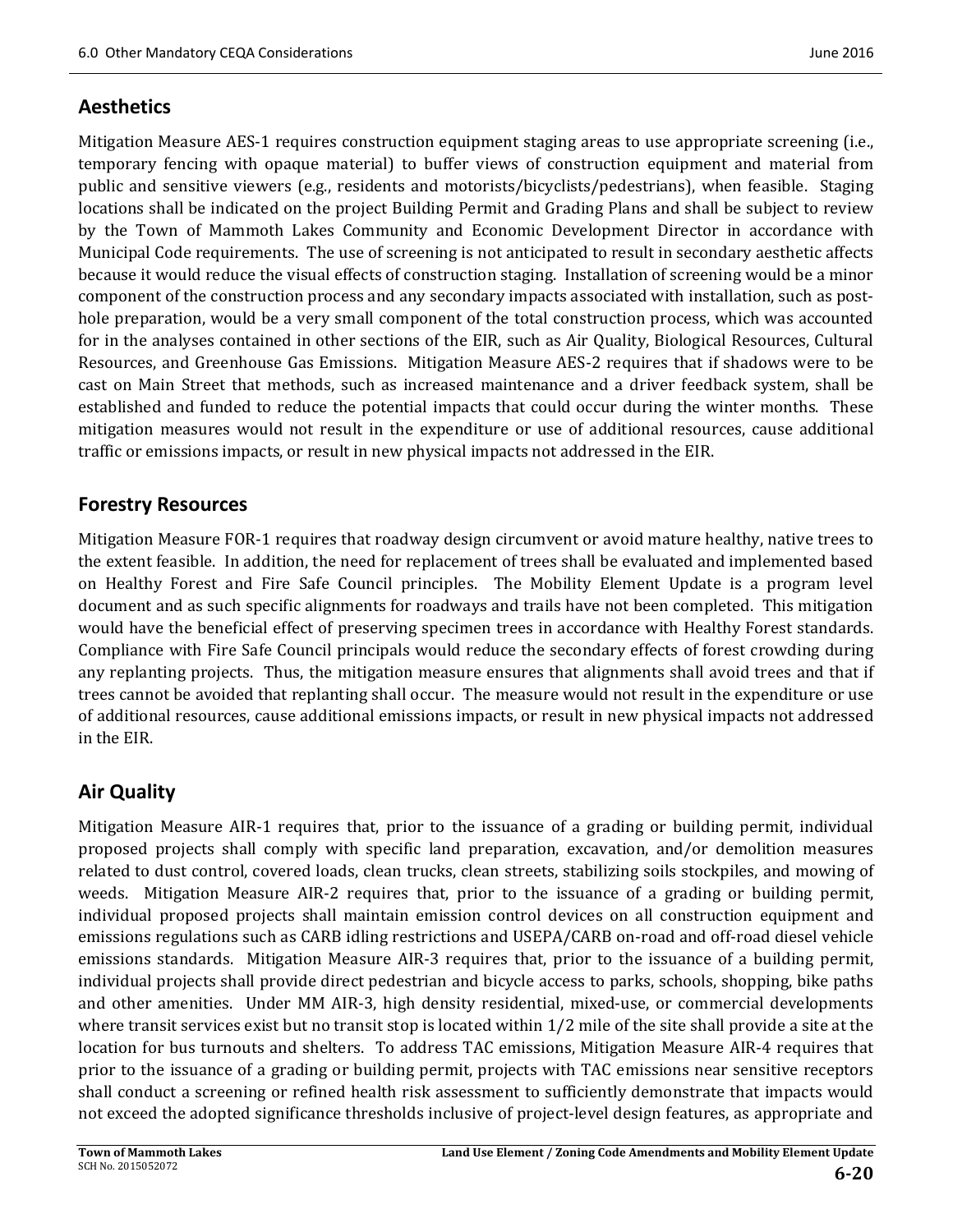## Aesthetics

Mitigation Measure AES-1 requires construction equipment staging areas to use appropriate screening (i.e., temporary fencing with opaque material) to buffer views of construction equipment and material from public and sensitive viewers (e.g., residents and motorists/bicyclists/pedestrians), when feasible. Staging locations shall be indicated on the project Building Permit and Grading Plans and shall be subject to review by the Town of Mammoth Lakes Community and Economic Development Director in accordance with Municipal Code requirements. The use of screening is not anticipated to result in secondary aesthetic affects because it would reduce the visual effects of construction staging. Installation of screening would be a minor component of the construction process and any secondary impacts associated with installation, such as post-hole preparation, would be a very small component of the total construction process, which was accounted for in the analyses contained in other sections of the EIR, such as Air Quality, Biological Resources, Cultural Resources, and Greenhouse Gas Emissions. Mitigation Measure AES-2 requires that if shadows were to be cast on Main Street that methods, such as increased maintenance and a driver feedback system, shall be established and funded to reduce the potential impacts that could occur during the winter months. These mitigation measures would not result in the expenditure or use of additional resources, cause additional traffic or emissions impacts, or result in new physical impacts not addressed in the EIR.

## Forestry Resources

Mitigation Measure FOR-1 requires that roadway design circumvent or avoid mature healthy, native trees to the extent feasible. In addition, the need for replacement of trees shall be evaluated and implemented based on Healthy Forest and Fire Safe Council principles. The Mobility Element Update is a program level document and as such specific alignments for roadways and trails have not been completed. This mitigation would have the beneficial effect of preserving specimen trees in accordance with Healthy Forest standards. Compliance with Fire Safe Council principals would reduce the secondary effects of forest crowding during any replanting projects. Thus, the mitigation measure ensures that alignments shall avoid trees and that if trees cannot be avoided that replanting shall occur. The measure would not result in the expenditure or use of additional resources, cause additional emissions impacts, or result in new physical impacts not addressed in the EIR.

## Air Quality

Mitigation Measure AIR-1 requires that, prior to the issuance of a grading or building permit, individual proposed projects shall comply with specific land preparation, excavation, and/or demolition measures related to dust control, covered loads, clean trucks, clean streets, stabilizing soils stockpiles, and mowing of weeds. Mitigation Measure AIR-2 requires that, prior to the issuance of a grading or building permit, individual proposed projects shall maintain emission control devices on all construction equipment and emissions regulations such as CARB idling restrictions and USEPA/CARB on-road and off-road diesel vehicle emissions standards. Mitigation Measure AIR-3 requires that, prior to the issuance of a building permit, individual projects shall provide direct pedestrian and bicycle access to parks, schools, shopping, bike paths and other amenities. Under MM AIR-3, high density residential, mixed-use, or commercial developments where transit services exist but no transit stop is located within 1/2 mile of the site shall provide a site at the location for bus turnouts and shelters. To address TAC emissions, Mitigation Measure AIR-4 requires that prior to the issuance of a grading or building permit, projects with TAC emissions near sensitive receptors shall conduct a screening or refined health risk assessment to sufficiently demonstrate that impacts would not exceed the adopted significance thresholds inclusive of project-level design features, as appropriate and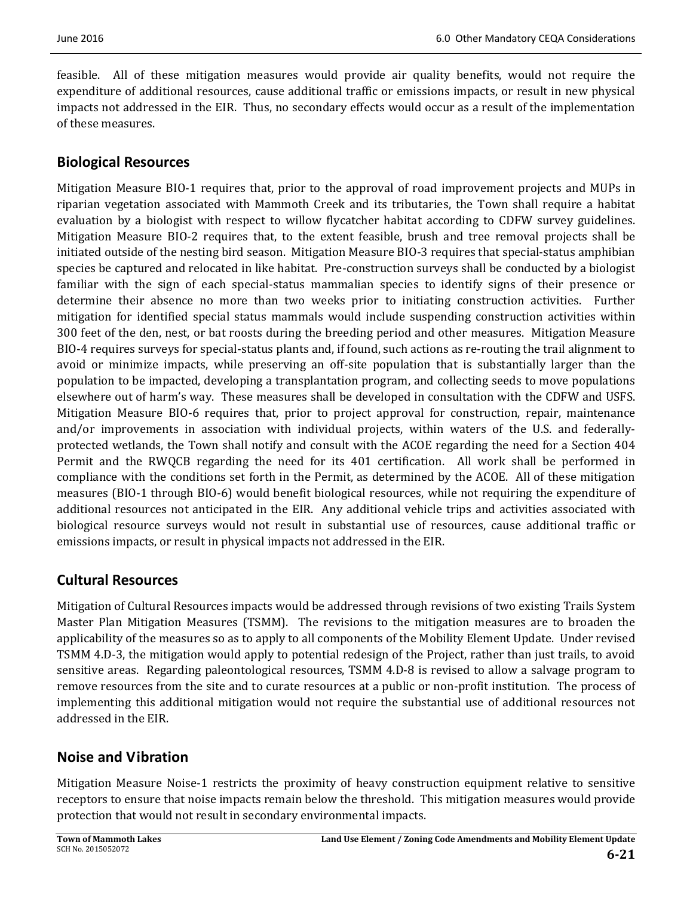feasible. All of these mitigation measures would provide air quality benefits, would not require the expenditure of additional resources, cause additional traffic or emissions impacts, or result in new physical impacts not addressed in the EIR. Thus, no secondary effects would occur as a result of the implementation of these measures.

## Biological Resources

Mitigation Measure BIO-1 requires that, prior to the approval of road improvement projects and MUPs in riparian vegetation associated with Mammoth Creek and its tributaries, the Town shall require a habitat evaluation by a biologist with respect to willow flycatcher habitat according to CDFW survey guidelines. Mitigation Measure BIO-2 requires that, to the extent feasible, brush and tree removal projects shall be initiated outside of the nesting bird season. Mitigation Measure BIO-3 requires that special-status amphibian species be captured and relocated in like habitat. Pre-construction surveys shall be conducted by a biologist familiar with the sign of each special-status mammalian species to identify signs of their presence or determine their absence no more than two weeks prior to initiating construction activities. Further mitigation for identified special status mammals would include suspending construction activities within 300 feet of the den, nest, or bat roosts during the breeding period and other measures. Mitigation Measure BIO-4 requires surveys for special-status plants and, if found, such actions as re-routing the trail alignment to avoid or minimize impacts, while preserving an off-site population that is substantially larger than the population to be impacted, developing a transplantation program, and collecting seeds to move populations elsewhere out of harm's way. These measures shall be developed in consultation with the CDFW and USFS. Mitigation Measure BIO-6 requires that, prior to project approval for construction, repair, maintenance and/or improvements in association with individual projects, within waters of the U.S. and federally-protected wetlands, the Town shall notify and consult with the ACOE regarding the need for a Section 404 Permit and the RWQCB regarding the need for its 401 certification. All work shall be performed in compliance with the conditions set forth in the Permit, as determined by the ACOE. All of these mitigation measures (BIO-1 through BIO-6) would benefit biological resources, while not requiring the expenditure of additional resources not anticipated in the EIR. Any additional vehicle trips and activities associated with biological resource surveys would not result in substantial use of resources, cause additional traffic or emissions impacts, or result in physical impacts not addressed in the EIR.

## Cultural Resources

Mitigation of Cultural Resources impacts would be addressed through revisions of two existing Trails System Master Plan Mitigation Measures (TSMM). The revisions to the mitigation measures are to broaden the applicability of the measures so as to apply to all components of the Mobility Element Update. Under revised TSMM 4.D-3, the mitigation would apply to potential redesign of the Project, rather than just trails, to avoid sensitive areas. Regarding paleontological resources, TSMM 4.D-8 is revised to allow a salvage program to remove resources from the site and to curate resources at a public or non-profit institution. The process of implementing this additional mitigation would not require the substantial use of additional resources not addressed in the EIR.

## Noise and Vibration

Mitigation Measure Noise-1 restricts the proximity of heavy construction equipment relative to sensitive receptors to ensure that noise impacts remain below the threshold. This mitigation measures would provide protection that would not result in secondary environmental impacts.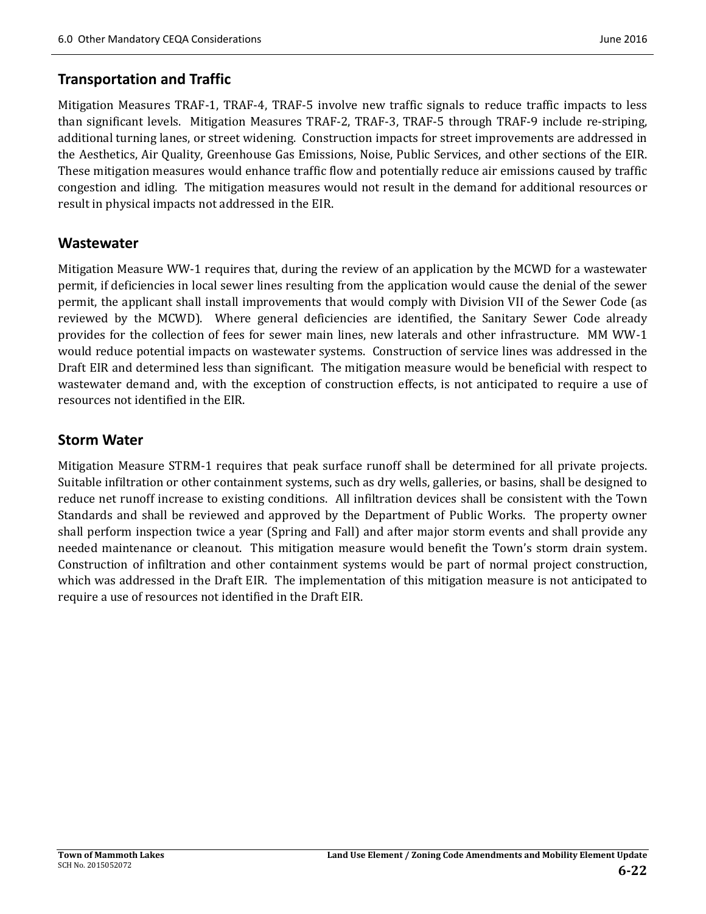## Transportation and Traffic

Mitigation Measures TRAF-1, TRAF-4, TRAF-5 involve new traffic signals to reduce traffic impacts to less than significant levels. Mitigation Measures TRAF-2, TRAF-3, TRAF-5 through TRAF-9 include re-striping, additional turning lanes, or street widening. Construction impacts for street improvements are addressed in the Aesthetics, Air Quality, Greenhouse Gas Emissions, Noise, Public Services, and other sections of the EIR. These mitigation measures would enhance traffic flow and potentially reduce air emissions caused by traffic congestion and idling. The mitigation measures would not result in the demand for additional resources or result in physical impacts not addressed in the EIR.

## Wastewater

Mitigation Measure WW-1 requires that, during the review of an application by the MCWD for a wastewater permit, if deficiencies in local sewer lines resulting from the application would cause the denial of the sewer permit, the applicant shall install improvements that would comply with Division VII of the Sewer Code (as reviewed by the MCWD). Where general deficiencies are identified, the Sanitary Sewer Code already provides for the collection of fees for sewer main lines, new laterals and other infrastructure. MM WW-1 would reduce potential impacts on wastewater systems. Construction of service lines was addressed in the Draft EIR and determined less than significant. The mitigation measure would be beneficial with respect to wastewater demand and, with the exception of construction effects, is not anticipated to require a use of resources not identified in the EIR.

## Storm Water

Mitigation Measure STRM-1 requires that peak surface runoff shall be determined for all private projects. Suitable infiltration or other containment systems, such as dry wells, galleries, or basins, shall be designed to reduce net runoff increase to existing conditions. All infiltration devices shall be consistent with the Town Standards and shall be reviewed and approved by the Department of Public Works. The property owner shall perform inspection twice a year (Spring and Fall) and after major storm events and shall provide any needed maintenance or cleanout. This mitigation measure would benefit the Town's storm drain system. Construction of infiltration and other containment systems would be part of normal project construction, which was addressed in the Draft EIR. The implementation of this mitigation measure is not anticipated to require a use of resources not identified in the Draft EIR.